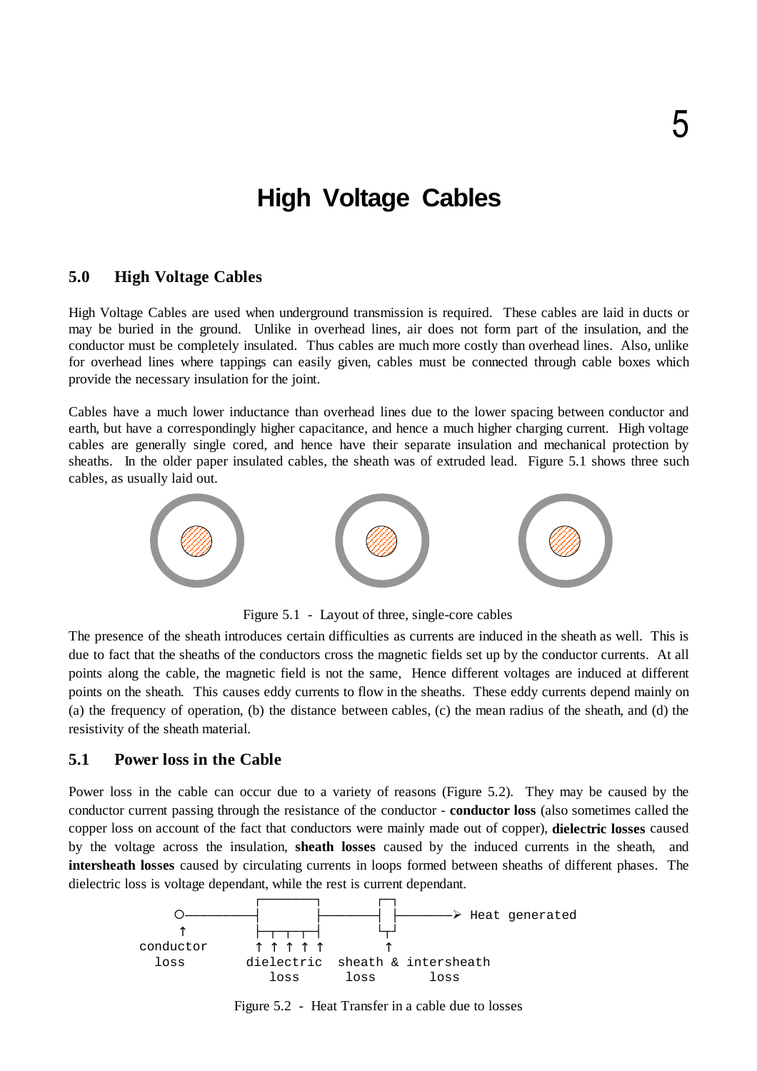# 5

# High Voltage Cables

## 5.0 High Voltage Cables

High Voltage Cables are used when underground transmission is required. These cables are laid in ducts or may be buried in the ground. Unlike in overhead lines, air does not form part of the insulation, and the conductor must be completely insulated. Thus cables are much more costly than overhead lines. Also, unlike for overhead lines where tappings can easily given, cables must be connected through cable boxes which provide the necessary insulation for the joint.

Cables have a much lower inductance than overhead lines due to the lower spacing between conductor and earth, but have a correspondingly higher capacitance, and hence a much higher charging current. High voltage cables are generally single cored, and hence have their separate insulation and mechanical protection by sheaths. In the older paper insulated cables, the sheath was of extruded lead. Figure 5.1 shows three such cables, as usually laid out.

Figure 5.1 - Layout of three, single-core cables

The presence of the sheath introduces certain difficulties as currents are induced in the sheath as well. This is due to fact that the sheaths of the conductors cross the magnetic fields set up by the conductor currents. At all points along the cable, the magnetic field is not the same, Hence different voltages are induced at different points on the sheath. This causes eddy currents to flow in the sheaths. These eddy currents depend mainly on (a) the frequency of operation, (b) the distance between cables, (c) the mean radius of the sheath, and (d) the resistivity of the sheath material.

## 5.1 Power loss in the Cable

Power loss in the cable can occur due to a variety of reasons (Figure 5.2). They may be caused by the conductor current passing through the resistance of the conductor - **conductor loss** (also sometimes called the copper loss on account of the fact that conductors were mainly made out of copper), **dielectric losses** caused by the voltage across the insulation, **sheath losses** caused by the induced currents in the sheath, and **intersheath losses** caused by circulating currents in loops formed between sheaths of different phases. The dielectric loss is voltage dependant, while the rest is current dependant.

```
O────────┤        ├────────┤ ├────────➢ Heat generated
↑        ├─┬─┬─┬─┬┤        └┬┘
conductor ↑ ↑ ↑ ↑ ↑          ↑
  loss    dielectric   sheath & intersheath
             loss        loss       loss
```

Figure 5.2 - Heat Transfer in a cable due to losses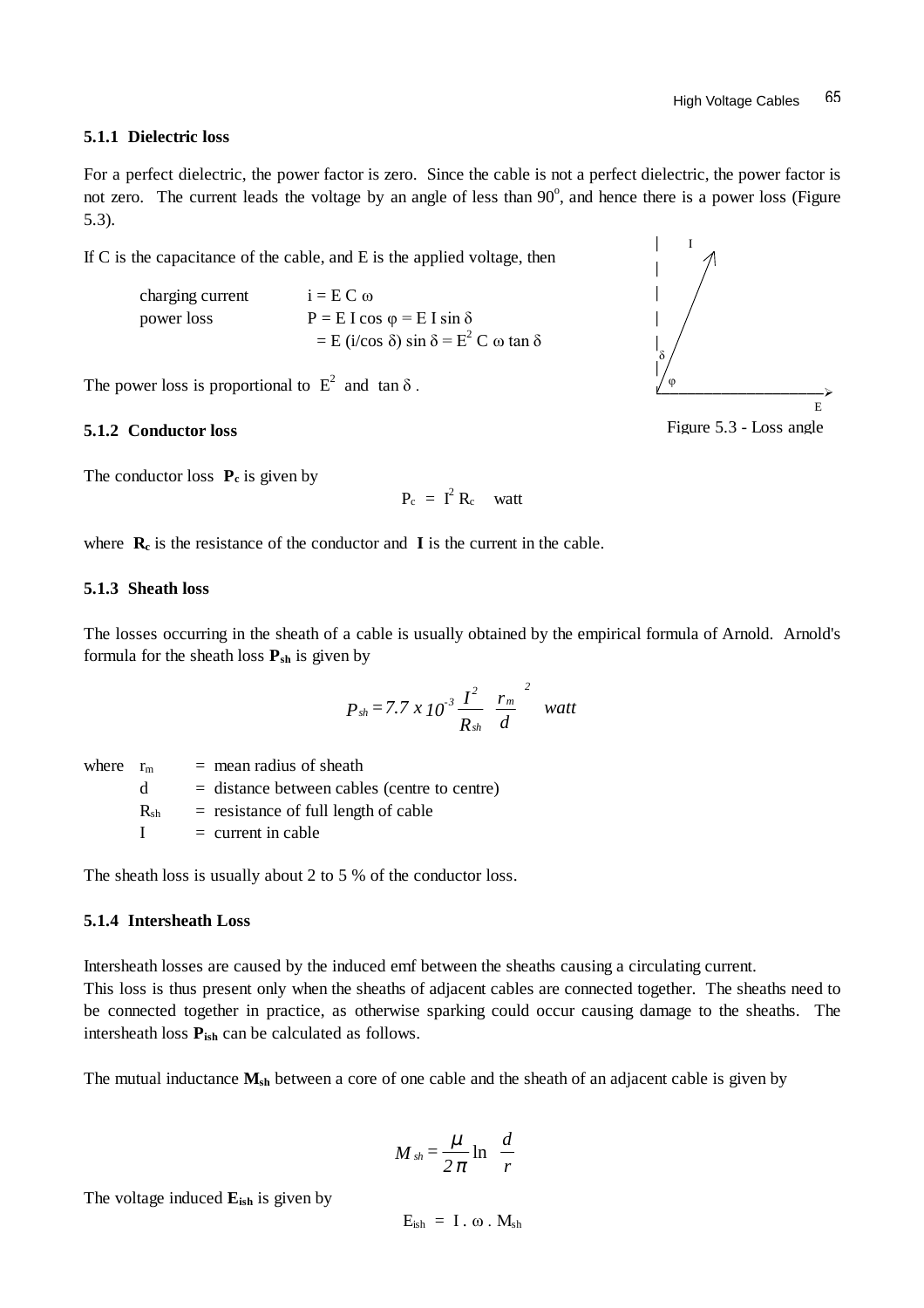### 5.1.1 Dielectric loss

For a perfect dielectric, the power factor is zero. Since the cable is not a perfect dielectric, the power factor is not zero. The current leads the voltage by an angle of less than $90^o$, and hence there is a power loss (Figure 5.3).

If C is the capacitance of the cable, and E is the applied voltage, then

charging current $\quad i = E\, C\, \omega$

power loss $\quad P = E\, I \cos \varphi = E\, I \sin \delta$

$\quad\quad = E\,(i/\cos \delta) \sin \delta = E^2\, C\, \omega \tan \delta$

The power loss is proportional to $E^2$ and $\tan \delta$ .

Figure 5.3 - Loss angle

### 5.1.2 Conductor loss

The conductor loss **$P_c$** is given by

$$P_c = I^2 R_c \quad \text{watt}$$

where **$R_c$** is the resistance of the conductor and **I** is the current in the cable.

### 5.1.3 Sheath loss

The losses occurring in the sheath of a cable is usually obtained by the empirical formula of Arnold. Arnold's formula for the sheath loss **$P_{sh}$** is given by

$$P_{sh} = 7.7 \times 10^{-3} \frac{I^2}{R_{sh}} \left(\frac{r_m}{d}\right)^2 \quad watt$$

where $r_m$ = mean radius of sheath
$\quad$ d = distance between cables (centre to centre)
$\quad$ $R_{sh}$ = resistance of full length of cable
$\quad$ I = current in cable

The sheath loss is usually about 2 to 5 % of the conductor loss.

### 5.1.4 Intersheath Loss

Intersheath losses are caused by the induced emf between the sheaths causing a circulating current.
This loss is thus present only when the sheaths of adjacent cables are connected together. The sheaths need to be connected together in practice, as otherwise sparking could occur causing damage to the sheaths. The intersheath loss **$P_{ish}$** can be calculated as follows.

The mutual inductance **$M_{sh}$** between a core of one cable and the sheath of an adjacent cable is given by

$$M_{sh} = \frac{\mu}{2\pi} \ln \frac{d}{r}$$

The voltage induced **$E_{ish}$** is given by

$$E_{ish} = I \,.\, \omega \,.\, M_{sh}$$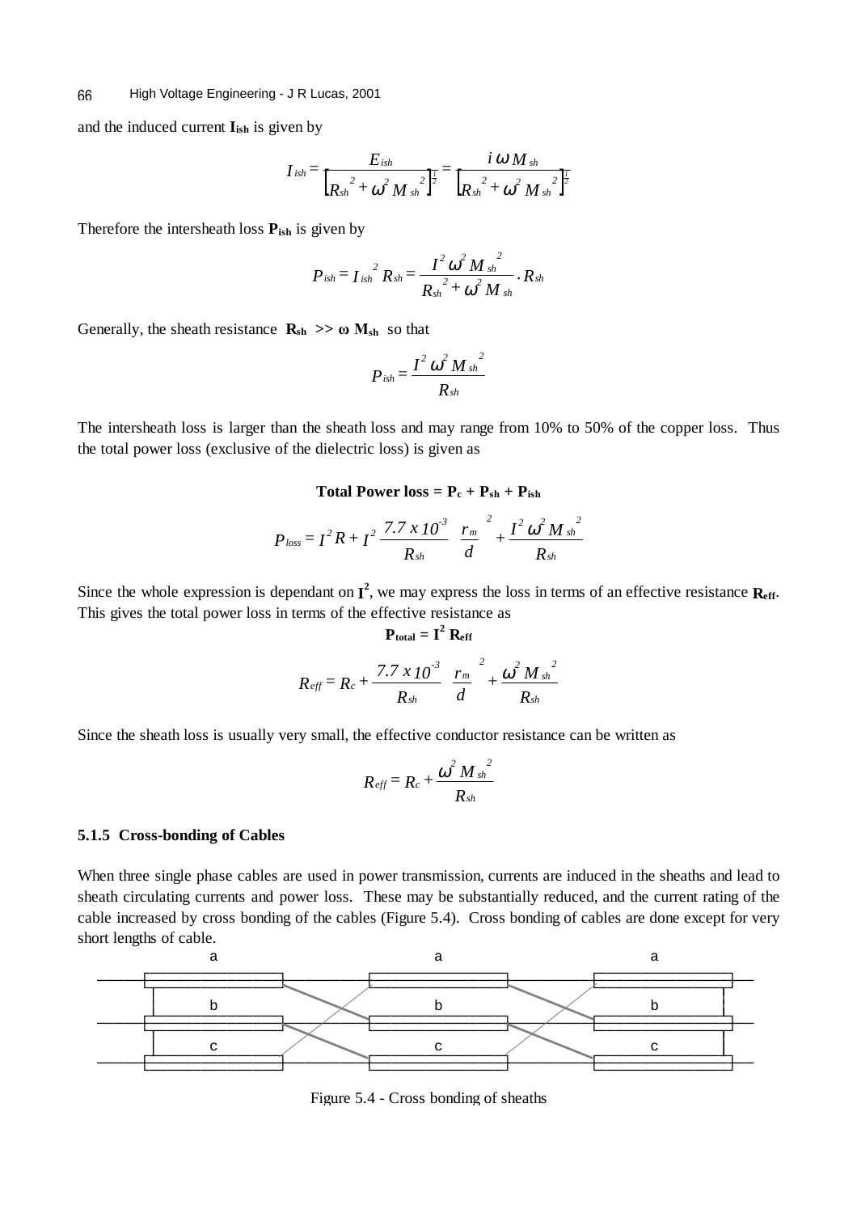and the induced current $\mathbf{I_{ish}}$ is given by

$$I_{ish} = \frac{E_{ish}}{\left[R_{sh}^{\;2} + \omega^2 M_{sh}^{\;2}\right]^{\frac{1}{2}}} = \frac{i\,\omega\, M_{sh}}{\left[R_{sh}^{\;2} + \omega^2 M_{sh}^{\;2}\right]^{\frac{1}{2}}}$$

Therefore the intersheath loss $\mathbf{P_{ish}}$ is given by

$$P_{ish} = I_{ish}^{\;2}\, R_{sh} = \frac{I^2\, \omega^2\, M_{sh}^{\;2}}{R_{sh}^{\;2} + \omega^2\, M_{sh}} \cdot R_{sh}$$

Generally, the sheath resistance $\mathbf{R_{sh} \gg \omega\, M_{sh}}$ so that

$$P_{ish} = \frac{I^2\, \omega^2\, M_{sh}^{\;2}}{R_{sh}}$$

The intersheath loss is larger than the sheath loss and may range from 10% to 50% of the copper loss. Thus the total power loss (exclusive of the dielectric loss) is given as

**Total Power loss = $\mathbf{P_c + P_{sh} + P_{ish}}$**

$$P_{loss} = I^2 R + I^2\, \frac{7.7 \times 10^{-3}}{R_{sh}} \left(\frac{r_m}{d}\right)^2 + \frac{I^2\, \omega^2\, M_{sh}^{\;2}}{R_{sh}}$$

Since the whole expression is dependant on $\mathbf{I^2}$, we may express the loss in terms of an effective resistance $\mathbf{R_{eff}}$. This gives the total power loss in terms of the effective resistance as

$$\mathbf{P_{total} = I^2\, R_{eff}}$$

$$R_{eff} = R_c + \frac{7.7 \times 10^{-3}}{R_{sh}} \left(\frac{r_m}{d}\right)^2 + \frac{\omega^2\, M_{sh}^{\;2}}{R_{sh}}$$

Since the sheath loss is usually very small, the effective conductor resistance can be written as

$$R_{eff} = R_c + \frac{\omega^2\, M_{sh}^{\;2}}{R_{sh}}$$

### 5.1.5 Cross-bonding of Cables

When three single phase cables are used in power transmission, currents are induced in the sheaths and lead to sheath circulating currents and power loss. These may be substantially reduced, and the current rating of the cable increased by cross bonding of the cables (Figure 5.4). Cross bonding of cables are done except for very short lengths of cable.

Figure 5.4 - Cross bonding of sheaths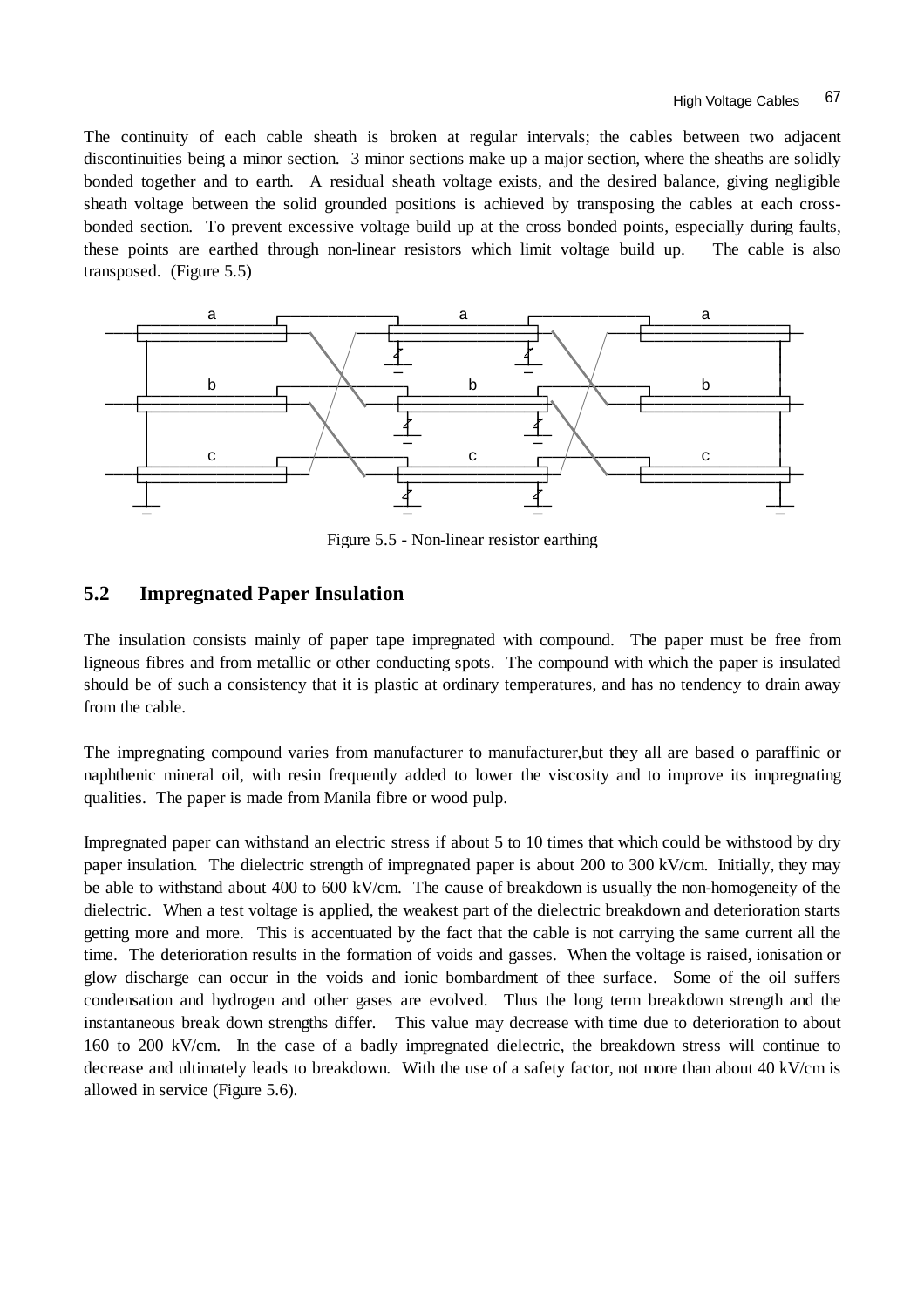The continuity of each cable sheath is broken at regular intervals; the cables between two adjacent discontinuities being a minor section. 3 minor sections make up a major section, where the sheaths are solidly bonded together and to earth. A residual sheath voltage exists, and the desired balance, giving negligible sheath voltage between the solid grounded positions is achieved by transposing the cables at each cross-bonded section. To prevent excessive voltage build up at the cross bonded points, especially during faults, these points are earthed through non-linear resistors which limit voltage build up. The cable is also transposed. (Figure 5.5)

Figure 5.5 - Non-linear resistor earthing

## 5.2 Impregnated Paper Insulation

The insulation consists mainly of paper tape impregnated with compound. The paper must be free from ligneous fibres and from metallic or other conducting spots. The compound with which the paper is insulated should be of such a consistency that it is plastic at ordinary temperatures, and has no tendency to drain away from the cable.

The impregnating compound varies from manufacturer to manufacturer,but they all are based o paraffinic or naphthenic mineral oil, with resin frequently added to lower the viscosity and to improve its impregnating qualities. The paper is made from Manila fibre or wood pulp.

Impregnated paper can withstand an electric stress if about 5 to 10 times that which could be withstood by dry paper insulation. The dielectric strength of impregnated paper is about 200 to 300 kV/cm. Initially, they may be able to withstand about 400 to 600 kV/cm. The cause of breakdown is usually the non-homogeneity of the dielectric. When a test voltage is applied, the weakest part of the dielectric breakdown and deterioration starts getting more and more. This is accentuated by the fact that the cable is not carrying the same current all the time. The deterioration results in the formation of voids and gasses. When the voltage is raised, ionisation or glow discharge can occur in the voids and ionic bombardment of thee surface. Some of the oil suffers condensation and hydrogen and other gases are evolved. Thus the long term breakdown strength and the instantaneous break down strengths differ. This value may decrease with time due to deterioration to about 160 to 200 kV/cm. In the case of a badly impregnated dielectric, the breakdown stress will continue to decrease and ultimately leads to breakdown. With the use of a safety factor, not more than about 40 kV/cm is allowed in service (Figure 5.6).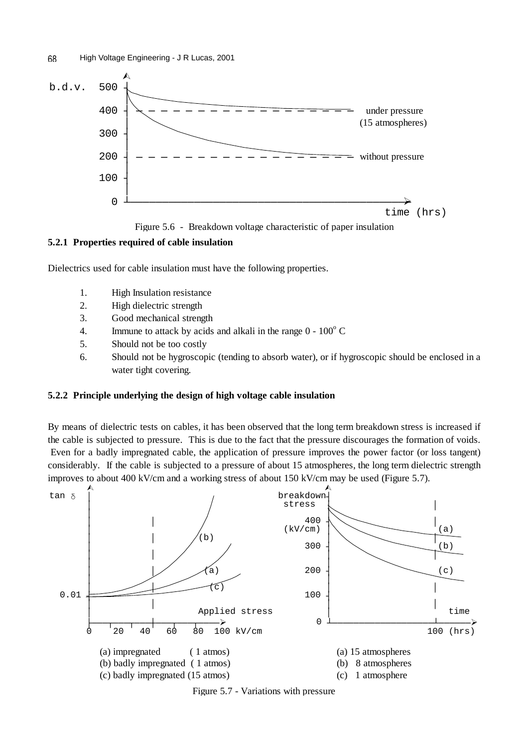Figure 5.6 - Breakdown voltage characteristic of paper insulation

### 5.2.1 Properties required of cable insulation

Dielectrics used for cable insulation must have the following properties.

1. High Insulation resistance
2. High dielectric strength
3. Good mechanical strength
4. Immune to attack by acids and alkali in the range 0 - 100° C
5. Should not be too costly
6. Should not be hygroscopic (tending to absorb water), or if hygroscopic should be enclosed in a water tight covering.

### 5.2.2 Principle underlying the design of high voltage cable insulation

By means of dielectric tests on cables, it has been observed that the long term breakdown stress is increased if the cable is subjected to pressure. This is due to the fact that the pressure discourages the formation of voids. Even for a badly impregnated cable, the application of pressure improves the power factor (or loss tangent) considerably. If the cable is subjected to a pressure of about 15 atmospheres, the long term dielectric strength improves to about 400 kV/cm and a working stress of about 150 kV/cm may be used (Figure 5.7).

(a) impregnated ( 1 atmos)
(b) badly impregnated ( 1 atmos)
(c) badly impregnated (15 atmos)

(a) 15 atmospheres
(b) 8 atmospheres
(c) 1 atmosphere

Figure 5.7 - Variations with pressure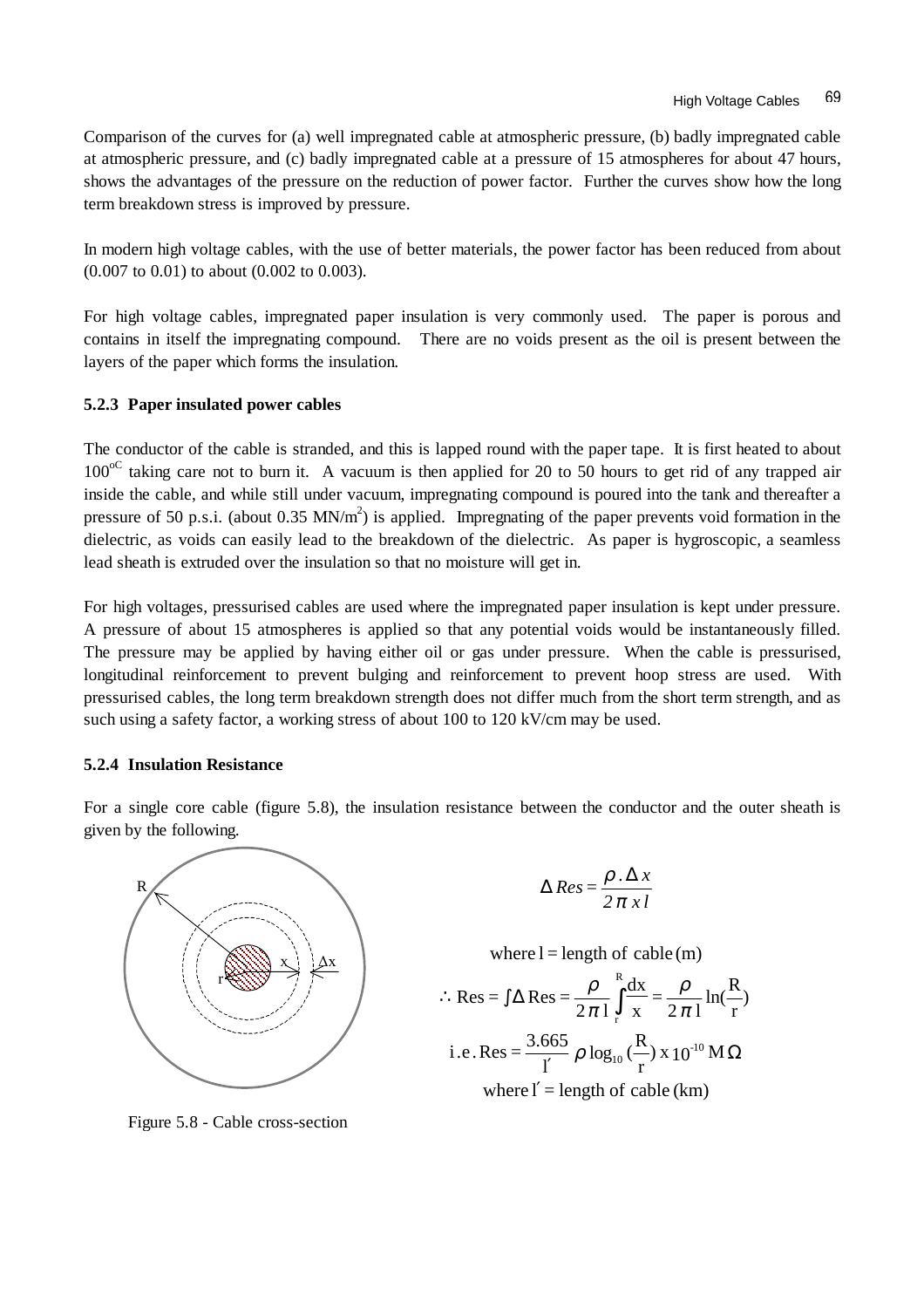Comparison of the curves for (a) well impregnated cable at atmospheric pressure, (b) badly impregnated cable at atmospheric pressure, and (c) badly impregnated cable at a pressure of 15 atmospheres for about 47 hours, shows the advantages of the pressure on the reduction of power factor. Further the curves show how the long term breakdown stress is improved by pressure.

In modern high voltage cables, with the use of better materials, the power factor has been reduced from about (0.007 to 0.01) to about (0.002 to 0.003).

For high voltage cables, impregnated paper insulation is very commonly used. The paper is porous and contains in itself the impregnating compound. There are no voids present as the oil is present between the layers of the paper which forms the insulation.

### 5.2.3 Paper insulated power cables

The conductor of the cable is stranded, and this is lapped round with the paper tape. It is first heated to about $100^{oC}$ taking care not to burn it. A vacuum is then applied for 20 to 50 hours to get rid of any trapped air inside the cable, and while still under vacuum, impregnating compound is poured into the tank and thereafter a pressure of 50 p.s.i. (about 0.35 $MN/m^2$) is applied. Impregnating of the paper prevents void formation in the dielectric, as voids can easily lead to the breakdown of the dielectric. As paper is hygroscopic, a seamless lead sheath is extruded over the insulation so that no moisture will get in.

For high voltages, pressurised cables are used where the impregnated paper insulation is kept under pressure. A pressure of about 15 atmospheres is applied so that any potential voids would be instantaneously filled. The pressure may be applied by having either oil or gas under pressure. When the cable is pressurised, longitudinal reinforcement to prevent bulging and reinforcement to prevent hoop stress are used. With pressurised cables, the long term breakdown strength does not differ much from the short term strength, and as such using a safety factor, a working stress of about 100 to 120 kV/cm may be used.

### 5.2.4 Insulation Resistance

For a single core cable (figure 5.8), the insulation resistance between the conductor and the outer sheath is given by the following.

$$\Delta Res = \frac{\rho . \Delta x}{2 \pi \, x \, l}$$

where l = length of cable (m)

$$\therefore \text{Res} = \int \Delta \text{Res} = \frac{\rho}{2 \pi l} \int_r^R \frac{dx}{x} = \frac{\rho}{2 \pi l} \ln\left(\frac{R}{r}\right)$$

$$\text{i.e. Res} = \frac{3.665}{l'} \rho \log_{10}\left(\frac{R}{r}\right) \text{ x } 10^{-10} \text{ M}\Omega$$

where $l'$ = length of cable (km)

Figure 5.8 - Cable cross-section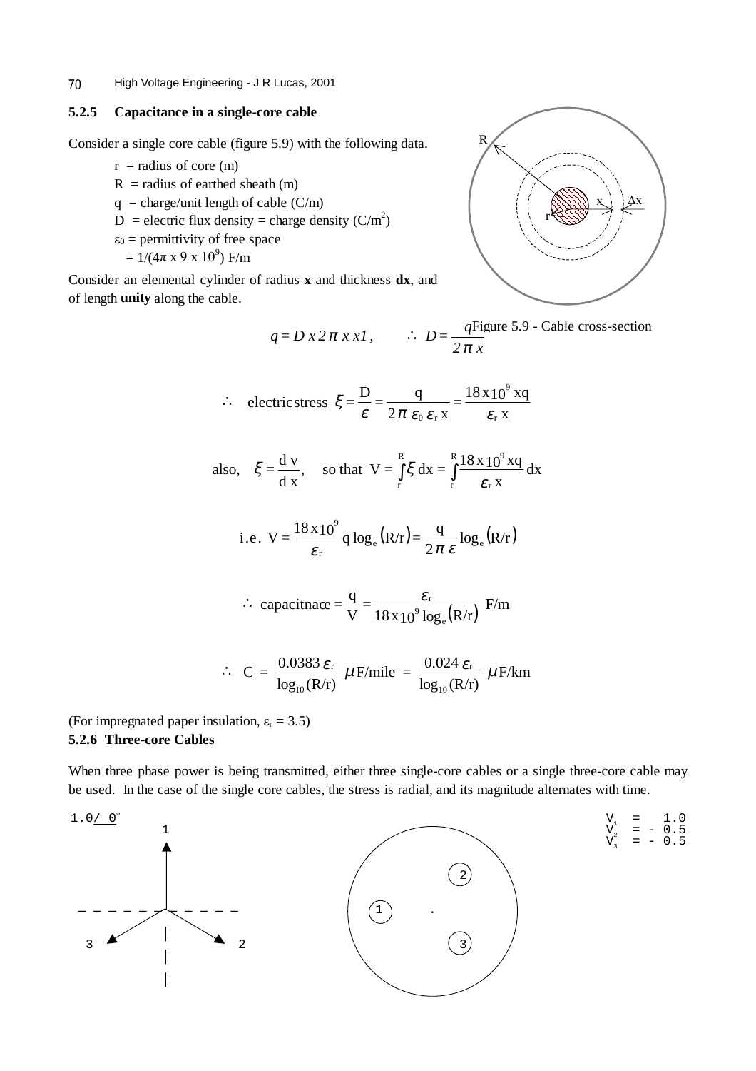### 5.2.5 Capacitance in a single-core cable

Consider a single core cable (figure 5.9) with the following data.

- r = radius of core (m)
- R = radius of earthed sheath (m)
- q = charge/unit length of cable (C/m)
- D = electric flux density = charge density (C/m$^2$)
- $\varepsilon_0$ = permittivity of free space
  = $1/(4\pi \times 9 \times 10^9)$ F/m

Consider an elemental cylinder of radius **x** and thickness **dx**, and of length **unity** along the cable.

Figure 5.9 - Cable cross-section

$$q = D\, x\, 2\pi\, x\, 1, \qquad \therefore\ D = \frac{q}{2\pi\, x}$$

$$\therefore \quad \text{electric stress } \xi = \frac{D}{\varepsilon} = \frac{q}{2\pi\, \varepsilon_0\, \varepsilon_r\, x} = \frac{18 \times 10^9\, xq}{\varepsilon_r\, x}$$

$$\text{also,} \quad \xi = \frac{dv}{dx}, \quad \text{so that } V = \int_r^R \xi\, dx = \int_r^R \frac{18 \times 10^9\, xq}{\varepsilon_r\, x}\, dx$$

$$\text{i.e. } V = \frac{18 \times 10^9}{\varepsilon_r} q \log_e(R/r) = \frac{q}{2\pi\, \varepsilon} \log_e(R/r)$$

$$\therefore \text{ capacitnace} = \frac{q}{V} = \frac{\varepsilon_r}{18 \times 10^9 \log_e(R/r)} \text{ F/m}$$

$$\therefore \quad C = \frac{0.0383\, \varepsilon_r}{\log_{10}(R/r)}\ \mu\text{F/mile} = \frac{0.024\, \varepsilon_r}{\log_{10}(R/r)}\ \mu\text{F/km}$$

(For impregnated paper insulation, $\varepsilon_r = 3.5$)

### 5.2.6 Three-core Cables

When three phase power is being transmitted, either three single-core cables or a single three-core cable may be used. In the case of the single core cables, the stress is radial, and its magnitude alternates with time.

1.0/ 0°

$V_1$ = 1.0
$V_2$ = - 0.5
$V_3$ = - 0.5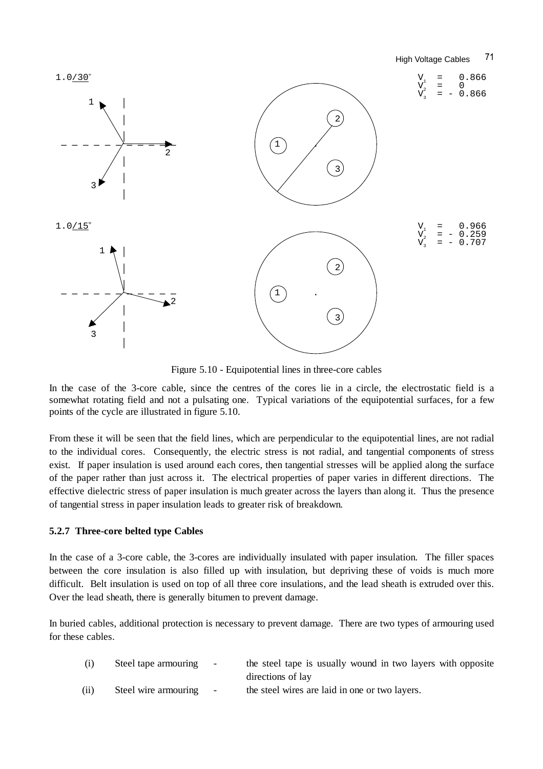$1.0\underline{/30^\circ}$

$V_1 = 0.866$
$V_2 = 0$
$V_3 = -0.866$

$1.0\underline{/15^\circ}$

$V_1 = 0.966$
$V_2 = -0.259$
$V_3 = -0.707$

Figure 5.10 - Equipotential lines in three-core cables

In the case of the 3-core cable, since the centres of the cores lie in a circle, the electrostatic field is a somewhat rotating field and not a pulsating one. Typical variations of the equipotential surfaces, for a few points of the cycle are illustrated in figure 5.10.

From these it will be seen that the field lines, which are perpendicular to the equipotential lines, are not radial to the individual cores. Consequently, the electric stress is not radial, and tangential components of stress exist. If paper insulation is used around each cores, then tangential stresses will be applied along the surface of the paper rather than just across it. The electrical properties of paper varies in different directions. The effective dielectric stress of paper insulation is much greater across the layers than along it. Thus the presence of tangential stress in paper insulation leads to greater risk of breakdown.

### 5.2.7 Three-core belted type Cables

In the case of a 3-core cable, the 3-cores are individually insulated with paper insulation. The filler spaces between the core insulation is also filled up with insulation, but depriving these of voids is much more difficult. Belt insulation is used on top of all three core insulations, and the lead sheath is extruded over this. Over the lead sheath, there is generally bitumen to prevent damage.

In buried cables, additional protection is necessary to prevent damage. There are two types of armouring used for these cables.

(i) Steel tape armouring - the steel tape is usually wound in two layers with opposite directions of lay

(ii) Steel wire armouring - the steel wires are laid in one or two layers.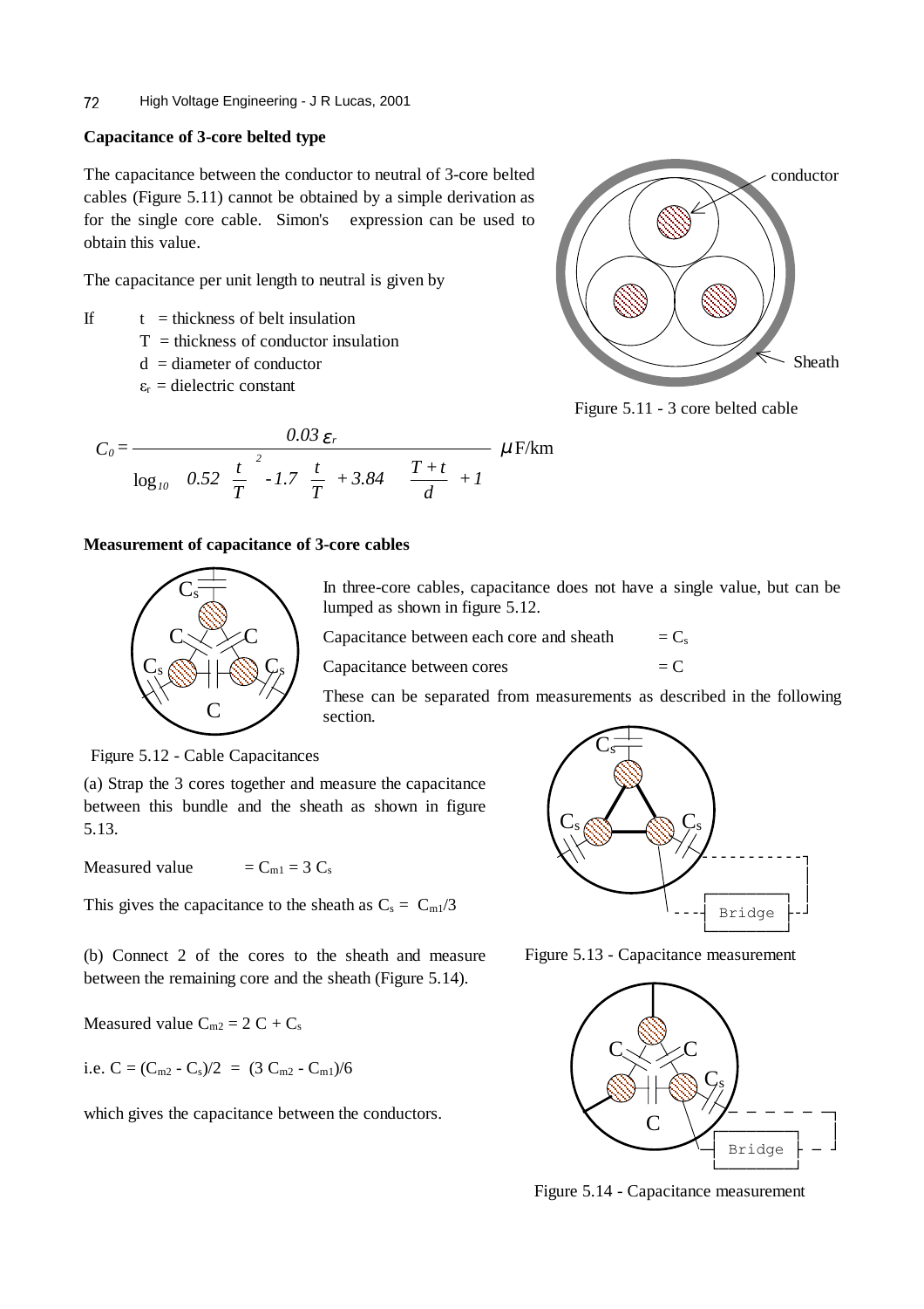**Capacitance of 3-core belted type**

The capacitance between the conductor to neutral of 3-core belted cables (Figure 5.11) cannot be obtained by a simple derivation as for the single core cable. Simon's expression can be used to obtain this value.

The capacitance per unit length to neutral is given by

If $t$ = thickness of belt insulation
$T$ = thickness of conductor insulation
$d$ = diameter of conductor
$\varepsilon_r$ = dielectric constant

Figure 5.11 - 3 core belted cable

$$C_0 = \frac{0.03\,\varepsilon_r}{\log_{10}\left[\left(0.52\left(\frac{t}{T}\right)^2 - 1.7\left(\frac{t}{T}\right) + 3.84\right)\left(\frac{T+t}{d}\right) + 1\right]} \;\mu\text{F/km}$$

**Measurement of capacitance of 3-core cables**

In three-core cables, capacitance does not have a single value, but can be lumped as shown in figure 5.12.

Capacitance between each core and sheath $= C_s$

Capacitance between cores $= C$

These can be separated from measurements as described in the following section.

Figure 5.12 - Cable Capacitances

(a) Strap the 3 cores together and measure the capacitance between this bundle and the sheath as shown in figure 5.13.

Measured value $= C_{m1} = 3\,C_s$

This gives the capacitance to the sheath as $C_s = C_{m1}/3$

Figure 5.13 - Capacitance measurement

(b) Connect 2 of the cores to the sheath and measure between the remaining core and the sheath (Figure 5.14).

Measured value $C_{m2} = 2\,C + C_s$

i.e. $C = (C_{m2} - C_s)/2 = (3\,C_{m2} - C_{m1})/6$

which gives the capacitance between the conductors.

Figure 5.14 - Capacitance measurement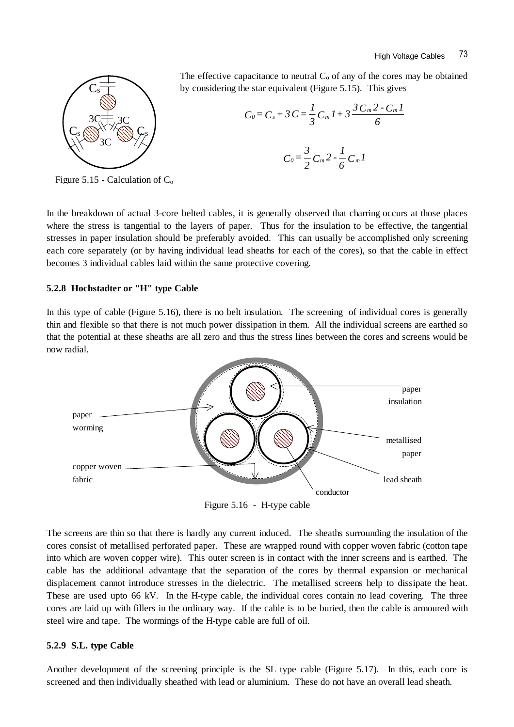The effective capacitance to neutral $C_o$ of any of the cores may be obtained by considering the star equivalent (Figure 5.15). This gives

$$C_0 = C_s + 3C = \frac{1}{3}C_m1 + 3\frac{3C_m2 - C_m1}{6}$$

$$C_0 = \frac{3}{2}C_m2 - \frac{1}{6}C_m1$$

Figure 5.15 - Calculation of $C_o$

In the breakdown of actual 3-core belted cables, it is generally observed that charring occurs at those places where the stress is tangential to the layers of paper. Thus for the insulation to be effective, the tangential stresses in paper insulation should be preferably avoided. This can usually be accomplished only screening each core separately (or by having individual lead sheaths for each of the cores), so that the cable in effect becomes 3 individual cables laid within the same protective covering.

### 5.2.8 Hochstadter or "H" type Cable

In this type of cable (Figure 5.16), there is no belt insulation. The screening of individual cores is generally thin and flexible so that there is not much power dissipation in them. All the individual screens are earthed so that the potential at these sheaths are all zero and thus the stress lines between the cores and screens would be now radial.

Figure 5.16 - H-type cable

The screens are thin so that there is hardly any current induced. The sheaths surrounding the insulation of the cores consist of metallised perforated paper. These are wrapped round with copper woven fabric (cotton tape into which are woven copper wire). This outer screen is in contact with the inner screens and is earthed. The cable has the additional advantage that the separation of the cores by thermal expansion or mechanical displacement cannot introduce stresses in the dielectric. The metallised screens help to dissipate the heat. These are used upto 66 kV. In the H-type cable, the individual cores contain no lead covering. The three cores are laid up with fillers in the ordinary way. If the cable is to be buried, then the cable is armoured with steel wire and tape. The wormings of the H-type cable are full of oil.

### 5.2.9 S.L. type Cable

Another development of the screening principle is the SL type cable (Figure 5.17). In this, each core is screened and then individually sheathed with lead or aluminium. These do not have an overall lead sheath.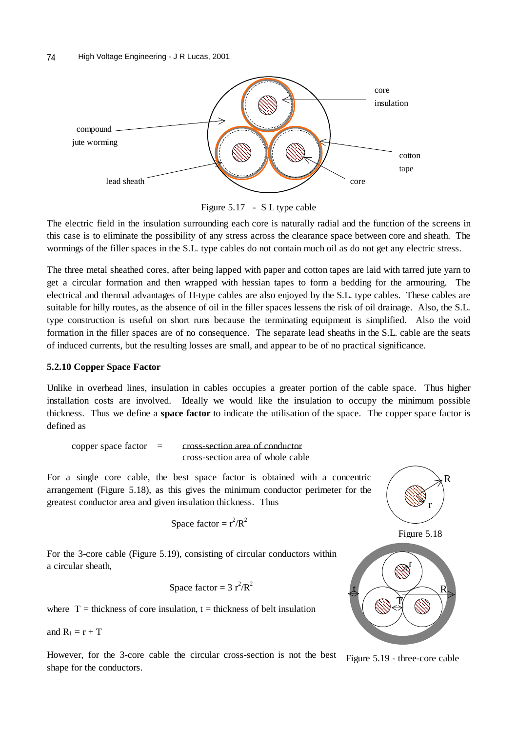Figure 5.17 - S L type cable

The electric field in the insulation surrounding each core is naturally radial and the function of the screens in this case is to eliminate the possibility of any stress across the clearance space between core and sheath. The wormings of the filler spaces in the S.L. type cables do not contain much oil as do not get any electric stress.

The three metal sheathed cores, after being lapped with paper and cotton tapes are laid with tarred jute yarn to get a circular formation and then wrapped with hessian tapes to form a bedding for the armouring. The electrical and thermal advantages of H-type cables are also enjoyed by the S.L. type cables. These cables are suitable for hilly routes, as the absence of oil in the filler spaces lessens the risk of oil drainage. Also, the S.L. type construction is useful on short runs because the terminating equipment is simplified. Also the void formation in the filler spaces are of no consequence. The separate lead sheaths in the S.L. cable are the seats of induced currents, but the resulting losses are small, and appear to be of no practical significance.

### 5.2.10 Copper Space Factor

Unlike in overhead lines, insulation in cables occupies a greater portion of the cable space. Thus higher installation costs are involved. Ideally we would like the insulation to occupy the minimum possible thickness. Thus we define a **space factor** to indicate the utilisation of the space. The copper space factor is defined as

$$\text{copper space factor} = \frac{\text{cross-section area of conductor}}{\text{cross-section area of whole cable}}$$

For a single core cable, the best space factor is obtained with a concentric arrangement (Figure 5.18), as this gives the minimum conductor perimeter for the greatest conductor area and given insulation thickness. Thus

$$\text{Space factor} = r^2/R^2$$

Figure 5.18

For the 3-core cable (Figure 5.19), consisting of circular conductors within a circular sheath,

$$\text{Space factor} = 3\,r^2/R^2$$

where $T$ = thickness of core insulation, $t$ = thickness of belt insulation

and $R_1 = r + T$

However, for the 3-core cable the circular cross-section is not the best shape for the conductors.

Figure 5.19 - three-core cable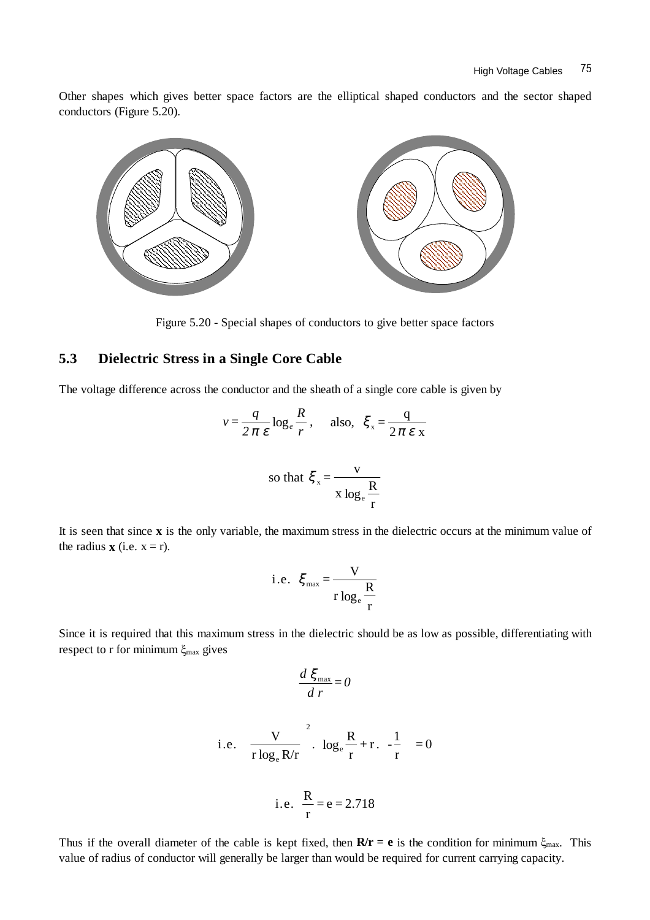Other shapes which gives better space factors are the elliptical shaped conductors and the sector shaped conductors (Figure 5.20).

Figure 5.20 - Special shapes of conductors to give better space factors

## 5.3 Dielectric Stress in a Single Core Cable

The voltage difference across the conductor and the sheath of a single core cable is given by

$$v = \frac{q}{2\pi\varepsilon}\log_e\frac{R}{r}, \quad \text{also,} \quad \xi_x = \frac{q}{2\pi\varepsilon x}$$

$$\text{so that } \xi_x = \frac{v}{x\log_e\frac{R}{r}}$$

It is seen that since **x** is the only variable, the maximum stress in the dielectric occurs at the minimum value of the radius **x** (i.e. $x = r$).

$$\text{i.e. } \xi_{max} = \frac{V}{r\log_e\frac{R}{r}}$$

Since it is required that this maximum stress in the dielectric should be as low as possible, differentiating with respect to r for minimum $\xi_{max}$ gives

$$\frac{d\,\xi_{max}}{d\,r} = 0$$

$$\text{i.e. } \left(\frac{V}{r\log_e R/r}\right)^2 \cdot \left(\log_e\frac{R}{r} + r \cdot -\frac{1}{r}\right) = 0$$

$$\text{i.e. } \frac{R}{r} = e = 2.718$$

Thus if the overall diameter of the cable is kept fixed, then **R/r = e** is the condition for minimum $\xi_{max}$. This value of radius of conductor will generally be larger than would be required for current carrying capacity.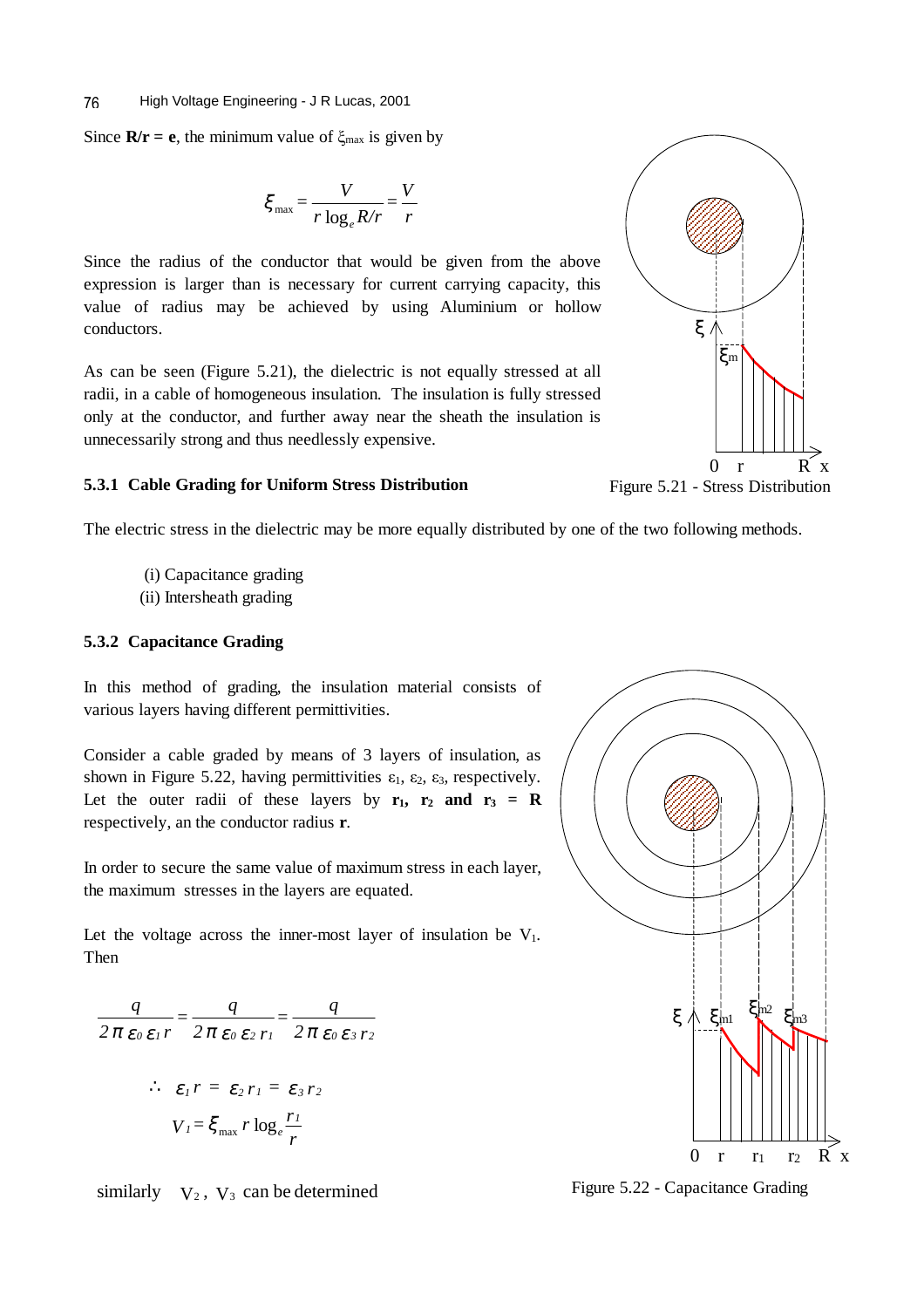Since $\mathbf{R/r = e}$, the minimum value of $\xi_{max}$ is given by

$$\xi_{max} = \frac{V}{r \log_e R/r} = \frac{V}{r}$$

Since the radius of the conductor that would be given from the above expression is larger than is necessary for current carrying capacity, this value of radius may be achieved by using Aluminium or hollow conductors.

As can be seen (Figure 5.21), the dielectric is not equally stressed at all radii, in a cable of homogeneous insulation. The insulation is fully stressed only at the conductor, and further away near the sheath the insulation is unnecessarily strong and thus needlessly expensive.

Figure 5.21 - Stress Distribution

### 5.3.1 Cable Grading for Uniform Stress Distribution

The electric stress in the dielectric may be more equally distributed by one of the two following methods.

(i) Capacitance grading
(ii) Intersheath grading

### 5.3.2 Capacitance Grading

In this method of grading, the insulation material consists of various layers having different permittivities.

Consider a cable graded by means of 3 layers of insulation, as shown in Figure 5.22, having permittivities $\varepsilon_1$, $\varepsilon_2$, $\varepsilon_3$, respectively. Let the outer radii of these layers by $\mathbf{r_1}$, $\mathbf{r_2}$ **and** $\mathbf{r_3 = R}$ respectively, an the conductor radius $\mathbf{r}$.

In order to secure the same value of maximum stress in each layer, the maximum stresses in the layers are equated.

Let the voltage across the inner-most layer of insulation be $V_1$. Then

$$\frac{q}{2\pi\,\varepsilon_0\,\varepsilon_1\,r} = \frac{q}{2\pi\,\varepsilon_0\,\varepsilon_2\,r_1} = \frac{q}{2\pi\,\varepsilon_0\,\varepsilon_3\,r_2}$$

$$\therefore\ \ \varepsilon_1\,r = \varepsilon_2\,r_1 = \varepsilon_3\,r_2$$

$$V_1 = \xi_{max}\,r\log_e\frac{r_1}{r}$$

similarly $V_2$, $V_3$ can be determined

Figure 5.22 - Capacitance Grading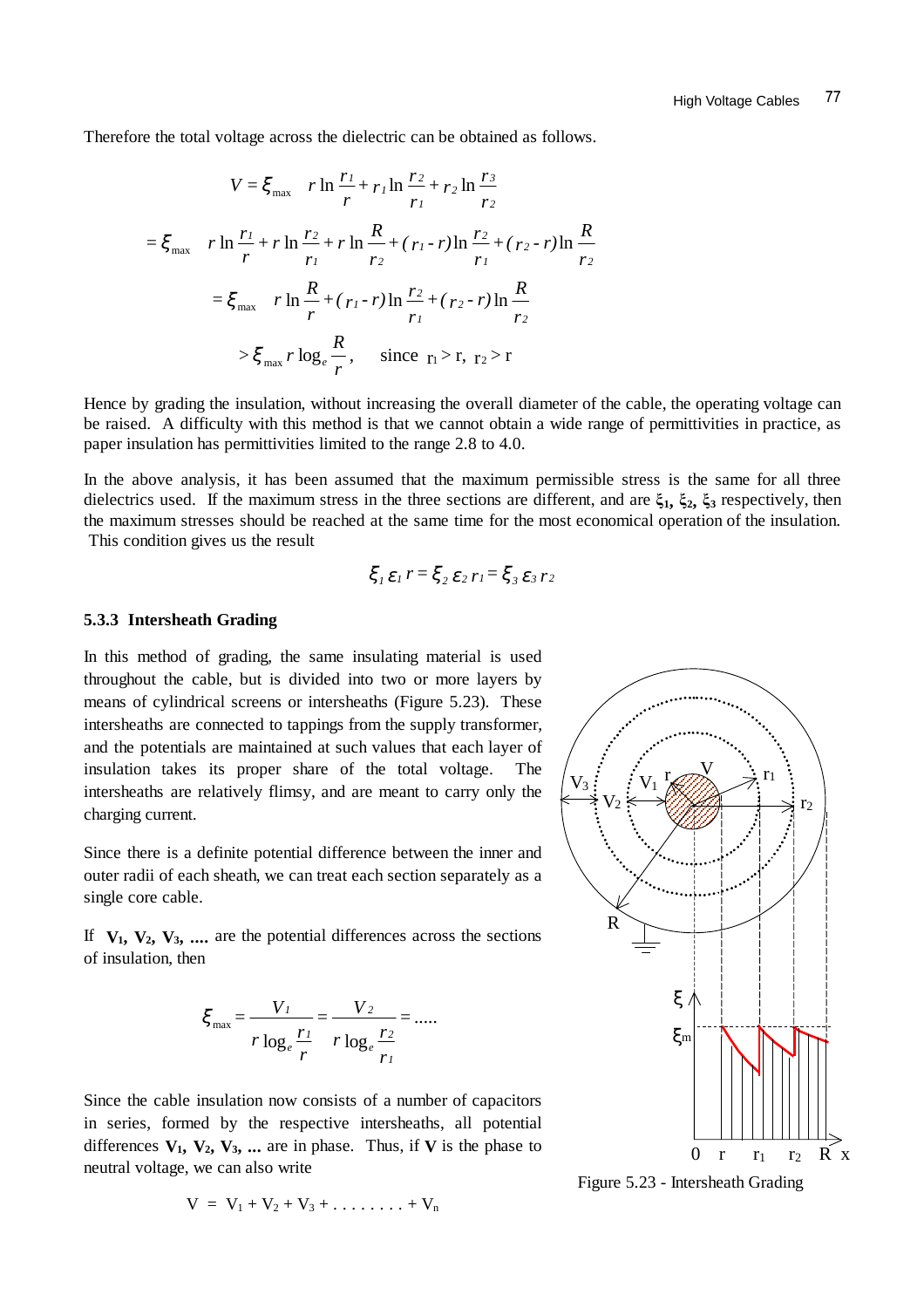Therefore the total voltage across the dielectric can be obtained as follows.

$$V = \xi_{\max} \quad r \ln\frac{r_1}{r} + r_1 \ln\frac{r_2}{r_1} + r_2 \ln\frac{r_3}{r_2}$$

$$= \xi_{\max} \quad r \ln\frac{r_1}{r} + r \ln\frac{r_2}{r_1} + r \ln\frac{R}{r_2} + (r_1 - r)\ln\frac{r_2}{r_1} + (r_2 - r)\ln\frac{R}{r_2}$$

$$= \xi_{\max} \quad r \ln\frac{R}{r} + (r_1 - r)\ln\frac{r_2}{r_1} + (r_2 - r)\ln\frac{R}{r_2}$$

$$> \xi_{\max}\, r \log_e\frac{R}{r}, \qquad \text{since } r_1 > r,\ r_2 > r$$

Hence by grading the insulation, without increasing the overall diameter of the cable, the operating voltage can be raised. A difficulty with this method is that we cannot obtain a wide range of permittivities in practice, as paper insulation has permittivities limited to the range 2.8 to 4.0.

In the above analysis, it has been assumed that the maximum permissible stress is the same for all three dielectrics used. If the maximum stress in the three sections are different, and are $\xi_1$, $\xi_2$, $\xi_3$ respectively, then the maximum stresses should be reached at the same time for the most economical operation of the insulation. This condition gives us the result

$$\xi_1\,\varepsilon_1\, r = \xi_2\,\varepsilon_2\, r_1 = \xi_3\,\varepsilon_3\, r_2$$

### 5.3.3 Intersheath Grading

In this method of grading, the same insulating material is used throughout the cable, but is divided into two or more layers by means of cylindrical screens or intersheaths (Figure 5.23). These intersheaths are connected to tappings from the supply transformer, and the potentials are maintained at such values that each layer of insulation takes its proper share of the total voltage. The intersheaths are relatively flimsy, and are meant to carry only the charging current.

Since there is a definite potential difference between the inner and outer radii of each sheath, we can treat each section separately as a single core cable.

If **$V_1$, $V_2$, $V_3$, ....** are the potential differences across the sections of insulation, then

$$\xi_{\max} = \frac{V_1}{r \log_e\frac{r_1}{r}} = \frac{V_2}{r \log_e\frac{r_2}{r_1}} = .....$$

Since the cable insulation now consists of a number of capacitors in series, formed by the respective intersheaths, all potential differences **$V_1$, $V_2$, $V_3$, ...** are in phase. Thus, if **$V$** is the phase to neutral voltage, we can also write

$$V = V_1 + V_2 + V_3 + \ldots\ldots\ldots + V_n$$

Figure 5.23 - Intersheath Grading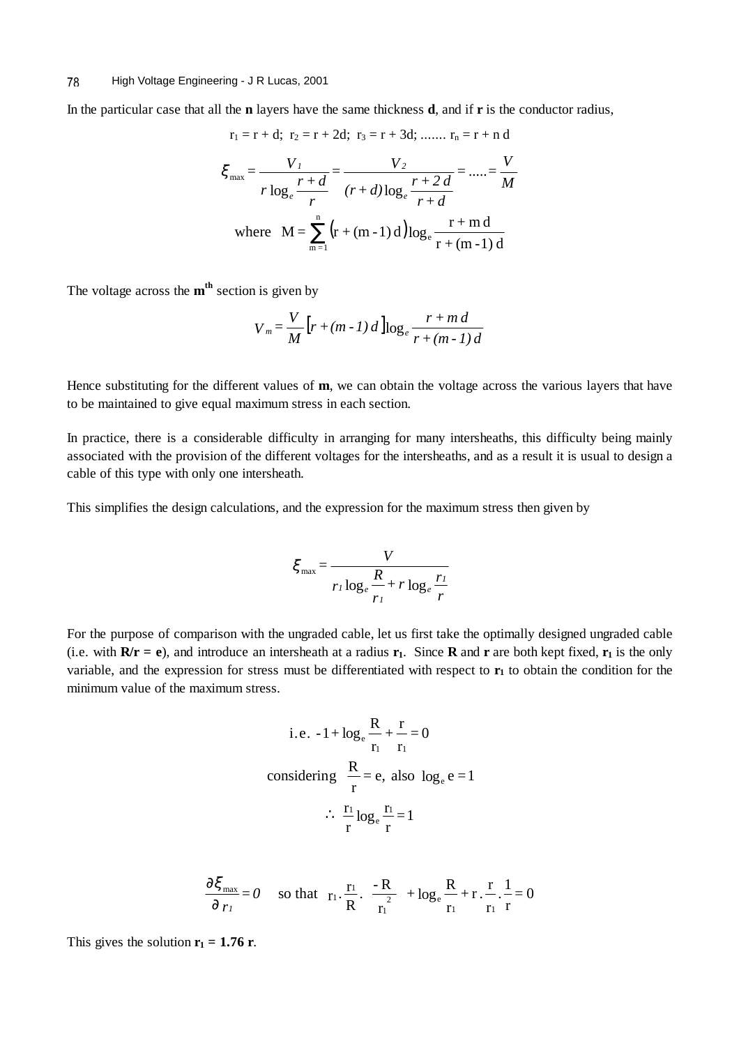In the particular case that all the **n** layers have the same thickness **d**, and if **r** is the conductor radius,

$$r_1 = r + d;\ r_2 = r + 2d;\ r_3 = r + 3d;\ .......\ r_n = r + n\,d$$

$$\xi_{\max} = \frac{V_1}{r \log_e \dfrac{r+d}{r}} = \frac{V_2}{(r+d)\log_e \dfrac{r+2d}{r+d}} = ..... = \frac{V}{M}$$

$$\text{where} \quad M = \sum_{m=1}^{n} \big(r + (m-1)\,d\big) \log_e \frac{r + m\,d}{r + (m-1)\,d}$$

The voltage across the $\mathbf{m^{th}}$ section is given by

$$V_m = \frac{V}{M}\big[r + (m-1)\,d\,\big] \log_e \frac{r + m\,d}{r + (m-1)\,d}$$

Hence substituting for the different values of **m**, we can obtain the voltage across the various layers that have to be maintained to give equal maximum stress in each section.

In practice, there is a considerable difficulty in arranging for many intersheaths, this difficulty being mainly associated with the provision of the different voltages for the intersheaths, and as a result it is usual to design a cable of this type with only one intersheath.

This simplifies the design calculations, and the expression for the maximum stress then given by

$$\xi_{\max} = \frac{V}{r_1 \log_e \dfrac{R}{r_1} + r \log_e \dfrac{r_1}{r}}$$

For the purpose of comparison with the ungraded cable, let us first take the optimally designed ungraded cable (i.e. with **R/r = e**), and introduce an intersheath at a radius $\mathbf{r_1}$. Since **R** and **r** are both kept fixed, $\mathbf{r_1}$ is the only variable, and the expression for stress must be differentiated with respect to $\mathbf{r_1}$ to obtain the condition for the minimum value of the maximum stress.

$$\text{i.e.}\ -1 + \log_e \frac{R}{r_1} + \frac{r}{r_1} = 0$$

$$\text{considering} \quad \frac{R}{r} = e,\ \text{also}\ \log_e e = 1$$

$$\therefore\ \frac{r_1}{r} \log_e \frac{r_1}{r} = 1$$

$$\frac{\partial \xi_{\max}}{\partial r_1} = 0 \quad \text{so that} \quad r_1 . \frac{r_1}{R} . \frac{-R}{r_1^{\,2}} + \log_e \frac{R}{r_1} + r . \frac{r}{r_1} . \frac{1}{r} = 0$$

This gives the solution $\mathbf{r_1 = 1.76\ r}$.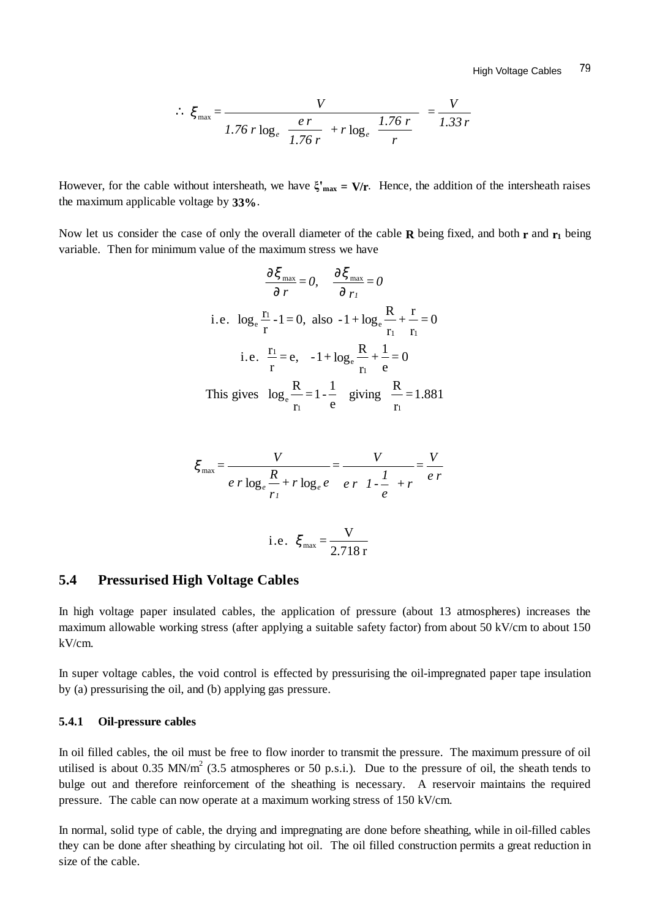$$\therefore\ \xi_{max} = \frac{V}{1.76\, r \log_e \left(\dfrac{e\, r}{1.76\, r}\right) + r \log_e \left(\dfrac{1.76\, r}{r}\right)} = \frac{V}{1.33\, r}$$

However, for the cable without intersheath, we have $\xi'_{max} = V/r$. Hence, the addition of the intersheath raises the maximum applicable voltage by **33%**.

Now let us consider the case of only the overall diameter of the cable **R** being fixed, and both **r** and **$r_1$** being variable. Then for minimum value of the maximum stress we have

$$\frac{\partial \xi_{max}}{\partial r} = 0, \quad \frac{\partial \xi_{max}}{\partial r_1} = 0$$

$$\text{i.e. } \log_e \frac{r_1}{r} - 1 = 0, \text{ also } -1 + \log_e \frac{R}{r_1} + \frac{r}{r_1} = 0$$

$$\text{i.e. } \frac{r_1}{r} = e, \quad -1 + \log_e \frac{R}{r_1} + \frac{1}{e} = 0$$

$$\text{This gives } \log_e \frac{R}{r_1} = 1 - \frac{1}{e} \quad \text{giving} \quad \frac{R}{r_1} = 1.881$$

$$\xi_{max} = \frac{V}{e\, r \log_e \dfrac{R}{r_1} + r \log_e e} = \frac{V}{e\, r \left(1 - \dfrac{1}{e}\right) + r} = \frac{V}{e\, r}$$

$$\text{i.e. } \xi_{max} = \frac{V}{2.718\, r}$$

## 5.4 Pressurised High Voltage Cables

In high voltage paper insulated cables, the application of pressure (about 13 atmospheres) increases the maximum allowable working stress (after applying a suitable safety factor) from about 50 kV/cm to about 150 kV/cm.

In super voltage cables, the void control is effected by pressurising the oil-impregnated paper tape insulation by (a) pressurising the oil, and (b) applying gas pressure.

### 5.4.1 Oil-pressure cables

In oil filled cables, the oil must be free to flow inorder to transmit the pressure. The maximum pressure of oil utilised is about 0.35 MN/$m^2$ (3.5 atmospheres or 50 p.s.i.). Due to the pressure of oil, the sheath tends to bulge out and therefore reinforcement of the sheathing is necessary. A reservoir maintains the required pressure. The cable can now operate at a maximum working stress of 150 kV/cm.

In normal, solid type of cable, the drying and impregnating are done before sheathing, while in oil-filled cables they can be done after sheathing by circulating hot oil. The oil filled construction permits a great reduction in size of the cable.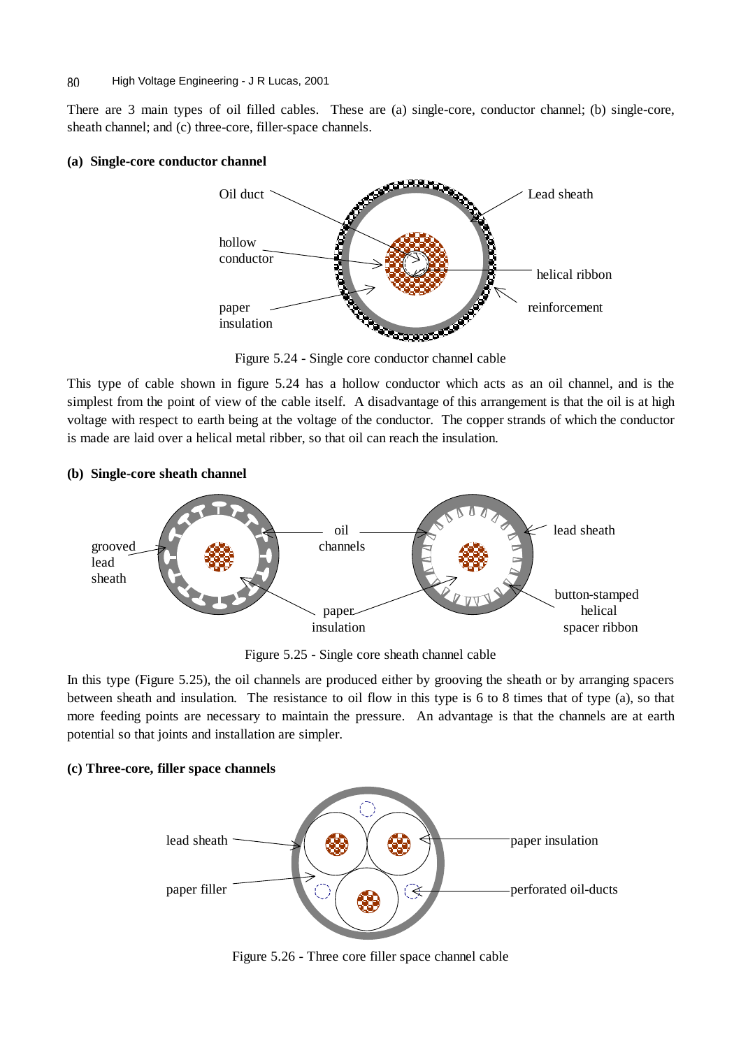There are 3 main types of oil filled cables. These are (a) single-core, conductor channel; (b) single-core, sheath channel; and (c) three-core, filler-space channels.

**(a) Single-core conductor channel**

Figure 5.24 - Single core conductor channel cable

This type of cable shown in figure 5.24 has a hollow conductor which acts as an oil channel, and is the simplest from the point of view of the cable itself. A disadvantage of this arrangement is that the oil is at high voltage with respect to earth being at the voltage of the conductor. The copper strands of which the conductor is made are laid over a helical metal ribber, so that oil can reach the insulation.

**(b) Single-core sheath channel**

Figure 5.25 - Single core sheath channel cable

In this type (Figure 5.25), the oil channels are produced either by grooving the sheath or by arranging spacers between sheath and insulation. The resistance to oil flow in this type is 6 to 8 times that of type (a), so that more feeding points are necessary to maintain the pressure. An advantage is that the channels are at earth potential so that joints and installation are simpler.

**(c) Three-core, filler space channels**

Figure 5.26 - Three core filler space channel cable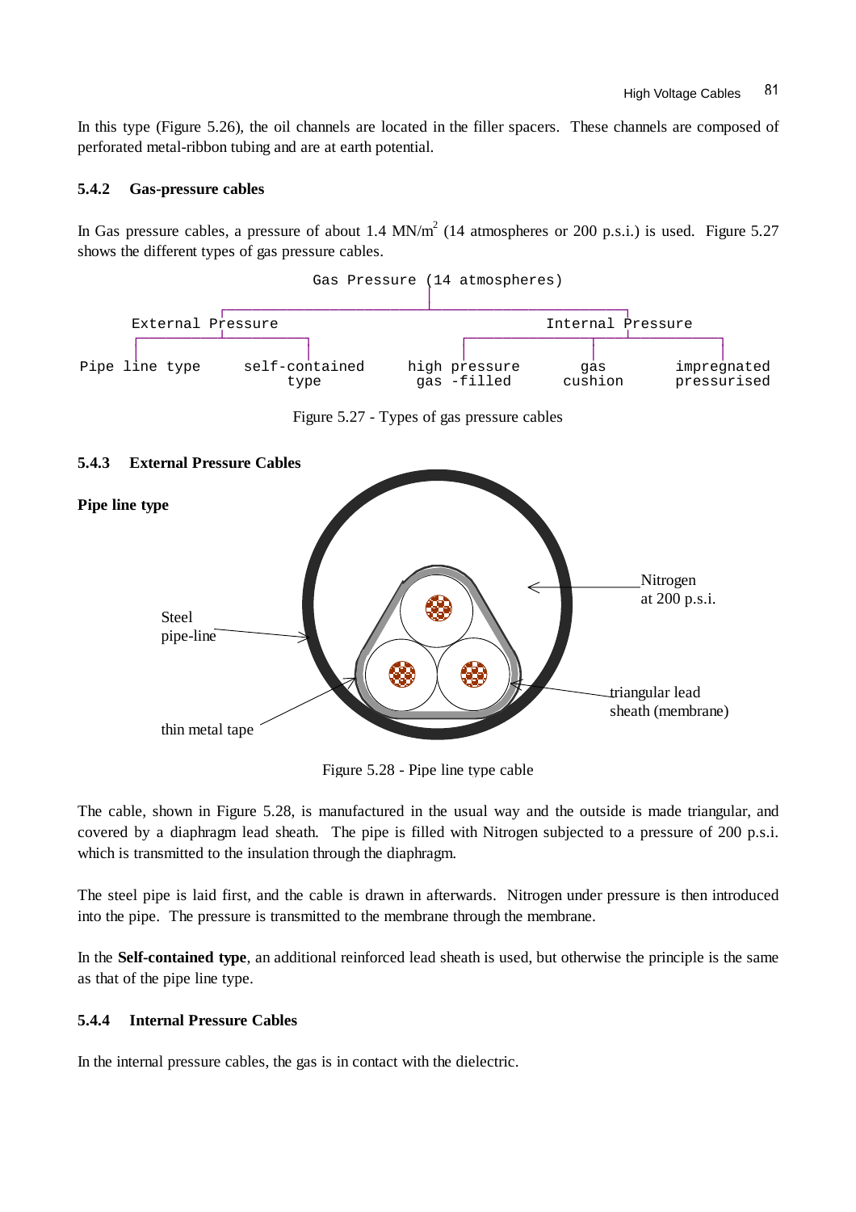In this type (Figure 5.26), the oil channels are located in the filler spacers. These channels are composed of perforated metal-ribbon tubing and are at earth potential.

### 5.4.2 Gas-pressure cables

In Gas pressure cables, a pressure of about 1.4 MN/m$^2$ (14 atmospheres or 200 p.s.i.) is used. Figure 5.27 shows the different types of gas pressure cables.

```
                         Gas Pressure (14 atmospheres)

     External Pressure                                  Internal Pressure

Pipe line type   self-contained     high pressure      gas        impregnated
                     type            gas -filled     cushion      pressurised
```

Figure 5.27 - Types of gas pressure cables

### 5.4.3 External Pressure Cables

**Pipe line type**

Figure 5.28 - Pipe line type cable

The cable, shown in Figure 5.28, is manufactured in the usual way and the outside is made triangular, and covered by a diaphragm lead sheath. The pipe is filled with Nitrogen subjected to a pressure of 200 p.s.i. which is transmitted to the insulation through the diaphragm.

The steel pipe is laid first, and the cable is drawn in afterwards. Nitrogen under pressure is then introduced into the pipe. The pressure is transmitted to the membrane through the membrane.

In the **Self-contained type**, an additional reinforced lead sheath is used, but otherwise the principle is the same as that of the pipe line type.

### 5.4.4 Internal Pressure Cables

In the internal pressure cables, the gas is in contact with the dielectric.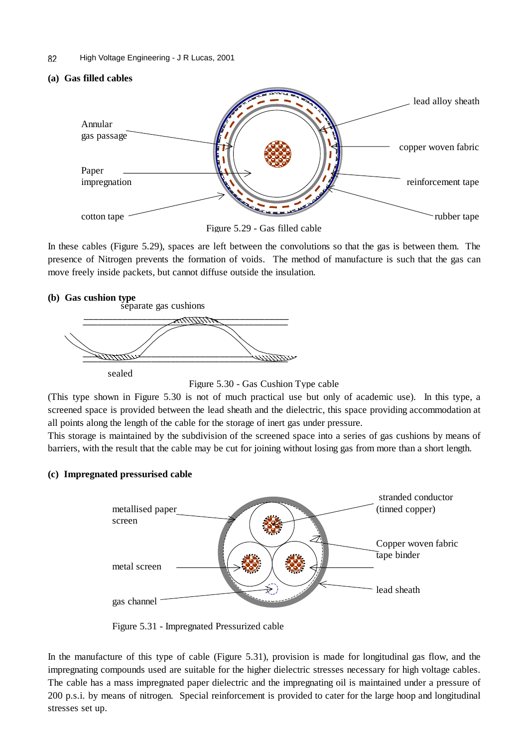**(a) Gas filled cables**

Figure 5.29 - Gas filled cable

In these cables (Figure 5.29), spaces are left between the convolutions so that the gas is between them. The presence of Nitrogen prevents the formation of voids. The method of manufacture is such that the gas can move freely inside packets, but cannot diffuse outside the insulation.

**(b) Gas cushion type**

Figure 5.30 - Gas Cushion Type cable

(This type shown in Figure 5.30 is not of much practical use but only of academic use). In this type, a screened space is provided between the lead sheath and the dielectric, this space providing accommodation at all points along the length of the cable for the storage of inert gas under pressure.

This storage is maintained by the subdivision of the screened space into a series of gas cushions by means of barriers, with the result that the cable may be cut for joining without losing gas from more than a short length.

**(c) Impregnated pressurised cable**

Figure 5.31 - Impregnated Pressurized cable

In the manufacture of this type of cable (Figure 5.31), provision is made for longitudinal gas flow, and the impregnating compounds used are suitable for the higher dielectric stresses necessary for high voltage cables. The cable has a mass impregnated paper dielectric and the impregnating oil is maintained under a pressure of 200 p.s.i. by means of nitrogen. Special reinforcement is provided to cater for the large hoop and longitudinal stresses set up.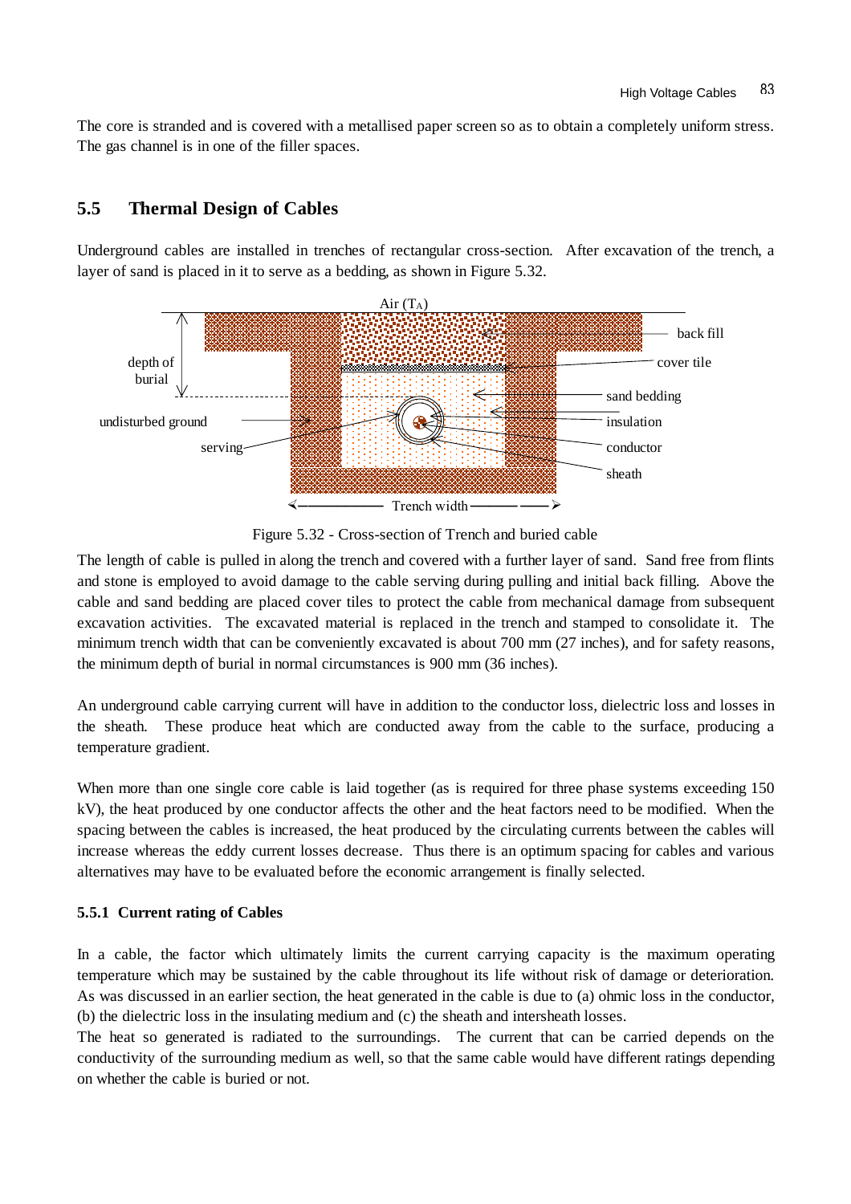The core is stranded and is covered with a metallised paper screen so as to obtain a completely uniform stress. The gas channel is in one of the filler spaces.

## 5.5 Thermal Design of Cables

Underground cables are installed in trenches of rectangular cross-section. After excavation of the trench, a layer of sand is placed in it to serve as a bedding, as shown in Figure 5.32.

Air ($T_A$)

back fill

cover tile

depth of burial

sand bedding

undisturbed ground

insulation

serving

conductor

sheath

Trench width

Figure 5.32 - Cross-section of Trench and buried cable

The length of cable is pulled in along the trench and covered with a further layer of sand. Sand free from flints and stone is employed to avoid damage to the cable serving during pulling and initial back filling. Above the cable and sand bedding are placed cover tiles to protect the cable from mechanical damage from subsequent excavation activities. The excavated material is replaced in the trench and stamped to consolidate it. The minimum trench width that can be conveniently excavated is about 700 mm (27 inches), and for safety reasons, the minimum depth of burial in normal circumstances is 900 mm (36 inches).

An underground cable carrying current will have in addition to the conductor loss, dielectric loss and losses in the sheath. These produce heat which are conducted away from the cable to the surface, producing a temperature gradient.

When more than one single core cable is laid together (as is required for three phase systems exceeding 150 kV), the heat produced by one conductor affects the other and the heat factors need to be modified. When the spacing between the cables is increased, the heat produced by the circulating currents between the cables will increase whereas the eddy current losses decrease. Thus there is an optimum spacing for cables and various alternatives may have to be evaluated before the economic arrangement is finally selected.

### 5.5.1 Current rating of Cables

In a cable, the factor which ultimately limits the current carrying capacity is the maximum operating temperature which may be sustained by the cable throughout its life without risk of damage or deterioration. As was discussed in an earlier section, the heat generated in the cable is due to (a) ohmic loss in the conductor, (b) the dielectric loss in the insulating medium and (c) the sheath and intersheath losses.
The heat so generated is radiated to the surroundings. The current that can be carried depends on the conductivity of the surrounding medium as well, so that the same cable would have different ratings depending on whether the cable is buried or not.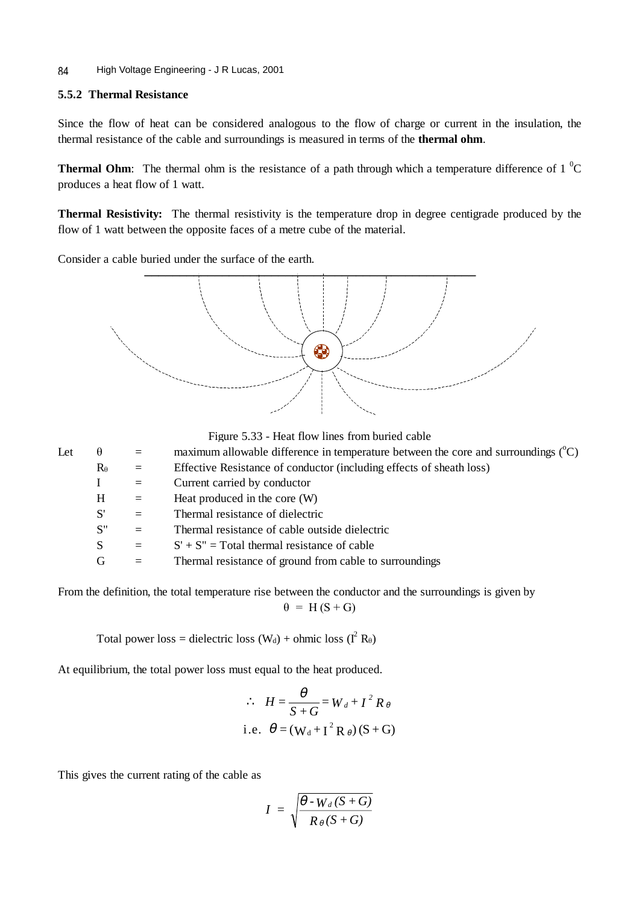### 5.5.2 Thermal Resistance

Since the flow of heat can be considered analogous to the flow of charge or current in the insulation, the thermal resistance of the cable and surroundings is measured in terms of the **thermal ohm**.

**Thermal Ohm**: The thermal ohm is the resistance of a path through which a temperature difference of 1 $^0$C produces a heat flow of 1 watt.

**Thermal Resistivity:** The thermal resistivity is the temperature drop in degree centigrade produced by the flow of 1 watt between the opposite faces of a metre cube of the material.

Consider a cable buried under the surface of the earth.

Figure 5.33 - Heat flow lines from buried cable

Let

| | | |
|---|---|---|
| $\theta$ | = | maximum allowable difference in temperature between the core and surroundings ($^o$C) |
| $R_\theta$ | = | Effective Resistance of conductor (including effects of sheath loss) |
| I | = | Current carried by conductor |
| H | = | Heat produced in the core (W) |
| S' | = | Thermal resistance of dielectric |
| S" | = | Thermal resistance of cable outside dielectric |
| S | = | S' + S" = Total thermal resistance of cable |
| G | = | Thermal resistance of ground from cable to surroundings |

From the definition, the total temperature rise between the conductor and the surroundings is given by

$$\theta = H\,(S + G)$$

Total power loss = dielectric loss ($W_d$) + ohmic loss ($I^2 R_\theta$)

At equilibrium, the total power loss must equal to the heat produced.

$$\therefore \quad H = \frac{\theta}{S+G} = W_d + I^2 R_\theta$$

$$\text{i.e. } \theta = (W_d + I^2 R_\theta)\,(S + G)$$

This gives the current rating of the cable as

$$I = \sqrt{\frac{\theta - W_d\,(S+G)}{R_\theta\,(S+G)}}$$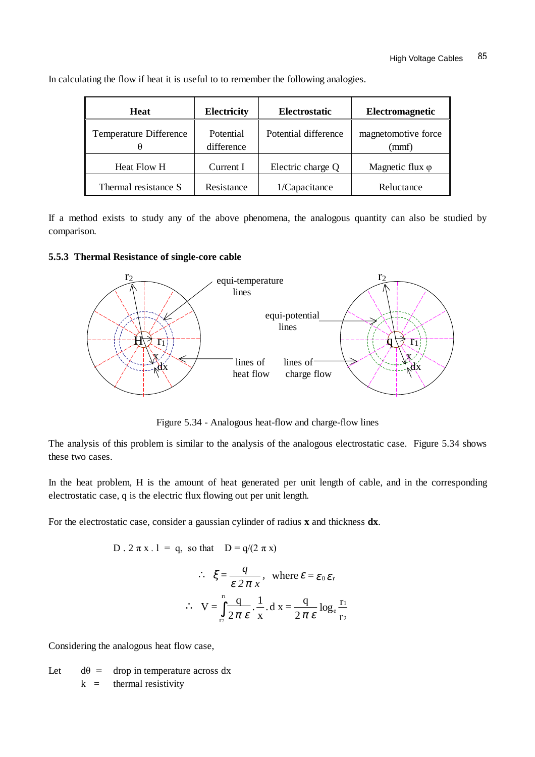In calculating the flow if heat it is useful to to remember the following analogies.

| Heat | Electricity | Electrostatic | Electromagnetic |
| --- | --- | --- | --- |
| Temperature Difference θ | Potential difference | Potential difference | magnetomotive force (mmf) |
| Heat Flow H | Current I | Electric charge Q | Magnetic flux φ |
| Thermal resistance S | Resistance | 1/Capacitance | Reluctance |

If a method exists to study any of the above phenomena, the analogous quantity can also be studied by comparison.

### 5.5.3 Thermal Resistance of single-core cable

Figure 5.34 - Analogous heat-flow and charge-flow lines

The analysis of this problem is similar to the analysis of the analogous electrostatic case. Figure 5.34 shows these two cases.

In the heat problem, H is the amount of heat generated per unit length of cable, and in the corresponding electrostatic case, q is the electric flux flowing out per unit length.

For the electrostatic case, consider a gaussian cylinder of radius **x** and thickness **dx**.

$$D \cdot 2\pi x \cdot 1 = q, \text{ so that } D = q/(2\pi x)$$

$$\therefore \ \xi = \frac{q}{\varepsilon\, 2\pi x}, \text{ where } \varepsilon = \varepsilon_0\, \varepsilon_r$$

$$\therefore \ V = \int_{r_2}^{r_1} \frac{q}{2\pi\varepsilon} \cdot \frac{1}{x} \cdot dx = \frac{q}{2\pi\varepsilon} \log_e \frac{r_1}{r_2}$$

Considering the analogous heat flow case,

Let $d\theta$ = drop in temperature across dx

$k$ = thermal resistivity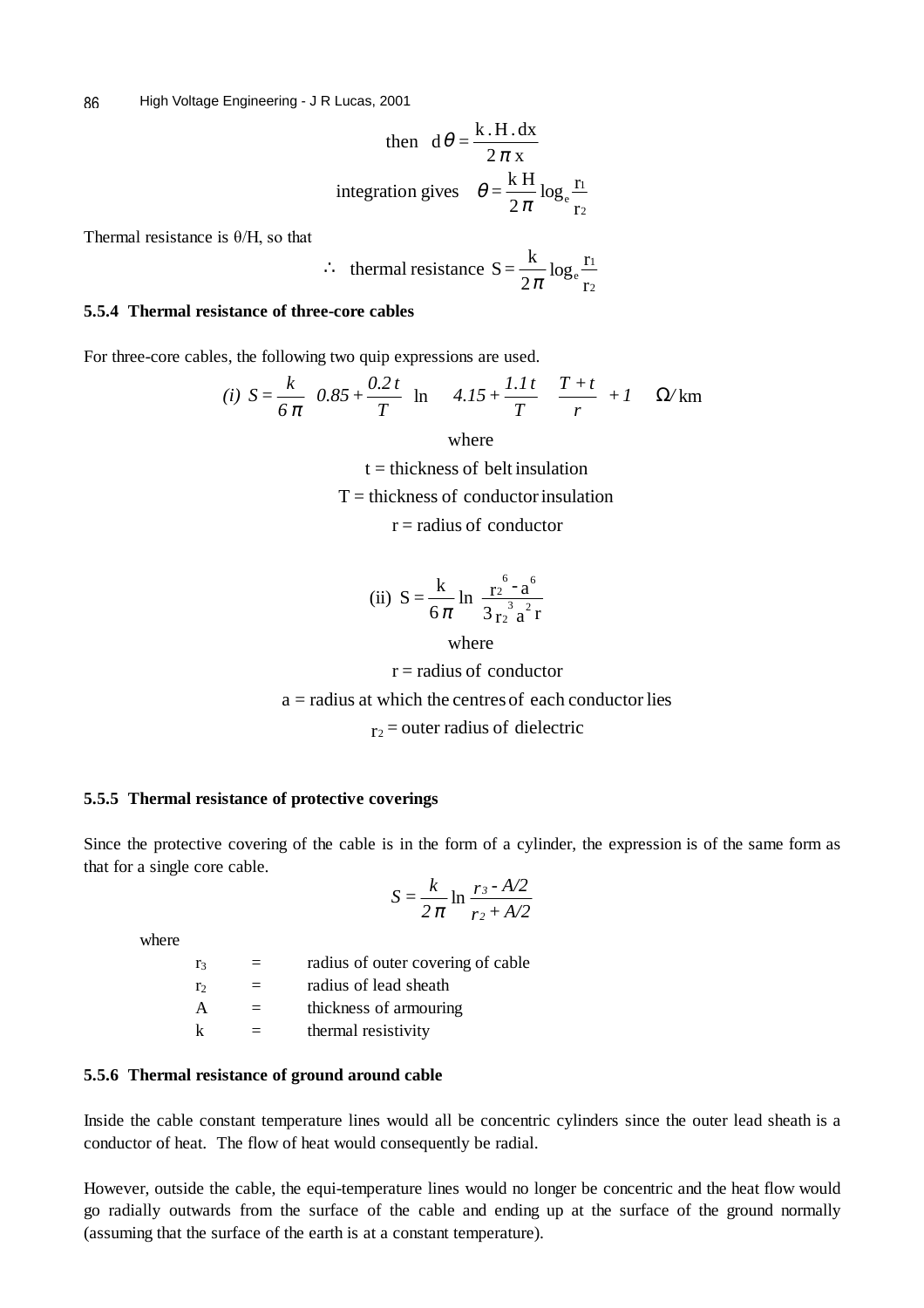$$\text{then} \quad d\theta = \frac{k \,.\, H \,.\, dx}{2\pi\, x}$$

$$\text{integration gives} \quad \theta = \frac{k\, H}{2\pi} \log_e \frac{r_1}{r_2}$$

Thermal resistance is θ/H, so that

$$\therefore \quad \text{thermal resistance } S = \frac{k}{2\pi} \log_e \frac{r_1}{r_2}$$

### 5.5.4 Thermal resistance of three-core cables

For three-core cables, the following two quip expressions are used.

$$\text{(i)} \; S = \frac{k}{6\pi} \left( 0.85 + \frac{0.2\, t}{T} \right) \ln \left[ \left( 4.15 + \frac{1.1\, t}{T} \right) \left( \frac{T + t}{r} \right) + 1 \right] \quad \Omega/\text{km}$$

where

t = thickness of belt insulation

T = thickness of conductor insulation

r = radius of conductor

$$\text{(ii)} \; S = \frac{k}{6\pi} \ln \left( \frac{r_2^{\,6} - a^6}{3\, r_2^{\,3}\, a^2\, r} \right)$$

where

r = radius of conductor

a = radius at which the centres of each conductor lies

$r_2$ = outer radius of dielectric

### 5.5.5 Thermal resistance of protective coverings

Since the protective covering of the cable is in the form of a cylinder, the expression is of the same form as that for a single core cable.

$$S = \frac{k}{2\pi} \ln \frac{r_3 - A/2}{r_2 + A/2}$$

where

| | | |
|---|---|---|
| $r_3$ | = | radius of outer covering of cable |
| $r_2$ | = | radius of lead sheath |
| A | = | thickness of armouring |
| k | = | thermal resistivity |

### 5.5.6 Thermal resistance of ground around cable

Inside the cable constant temperature lines would all be concentric cylinders since the outer lead sheath is a conductor of heat. The flow of heat would consequently be radial.

However, outside the cable, the equi-temperature lines would no longer be concentric and the heat flow would go radially outwards from the surface of the cable and ending up at the surface of the ground normally (assuming that the surface of the earth is at a constant temperature).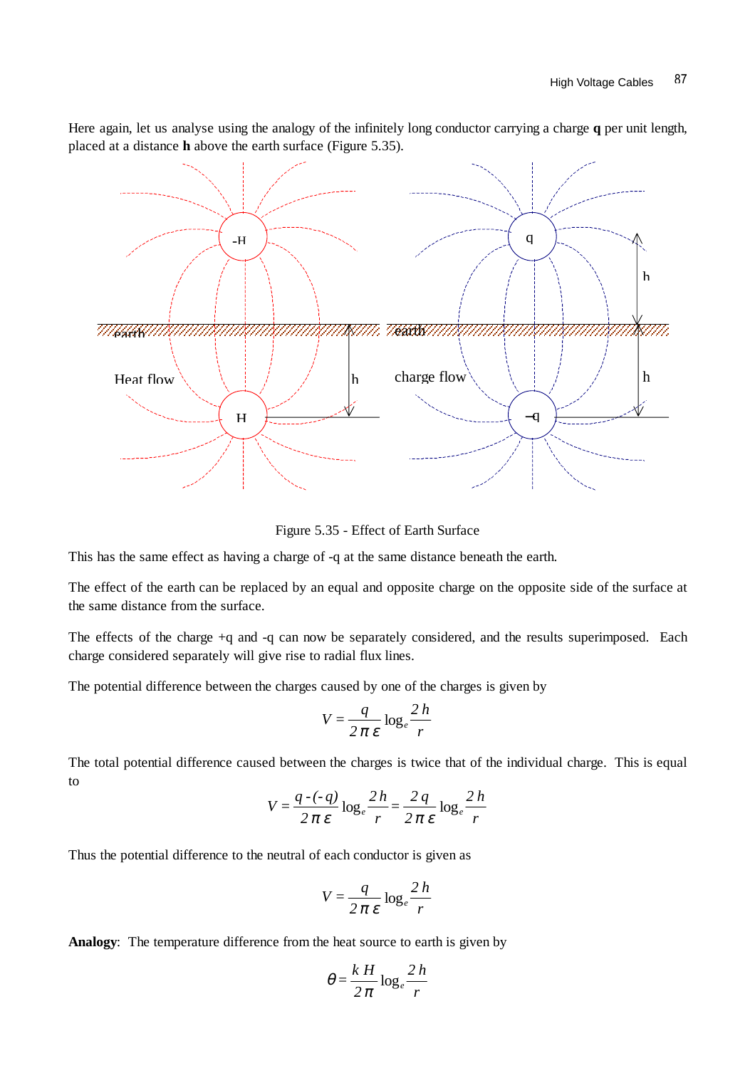Here again, let us analyse using the analogy of the infinitely long conductor carrying a charge **q** per unit length, placed at a distance **h** above the earth surface (Figure 5.35).

Figure 5.35 - Effect of Earth Surface

This has the same effect as having a charge of -q at the same distance beneath the earth.

The effect of the earth can be replaced by an equal and opposite charge on the opposite side of the surface at the same distance from the surface.

The effects of the charge +q and -q can now be separately considered, and the results superimposed. Each charge considered separately will give rise to radial flux lines.

The potential difference between the charges caused by one of the charges is given by

$$V = \frac{q}{2\pi\varepsilon}\log_e\frac{2h}{r}$$

The total potential difference caused between the charges is twice that of the individual charge. This is equal to

$$V = \frac{q-(-q)}{2\pi\varepsilon}\log_e\frac{2h}{r} = \frac{2q}{2\pi\varepsilon}\log_e\frac{2h}{r}$$

Thus the potential difference to the neutral of each conductor is given as

$$V = \frac{q}{2\pi\varepsilon}\log_e\frac{2h}{r}$$

**Analogy**: The temperature difference from the heat source to earth is given by

$$\theta = \frac{kH}{2\pi}\log_e\frac{2h}{r}$$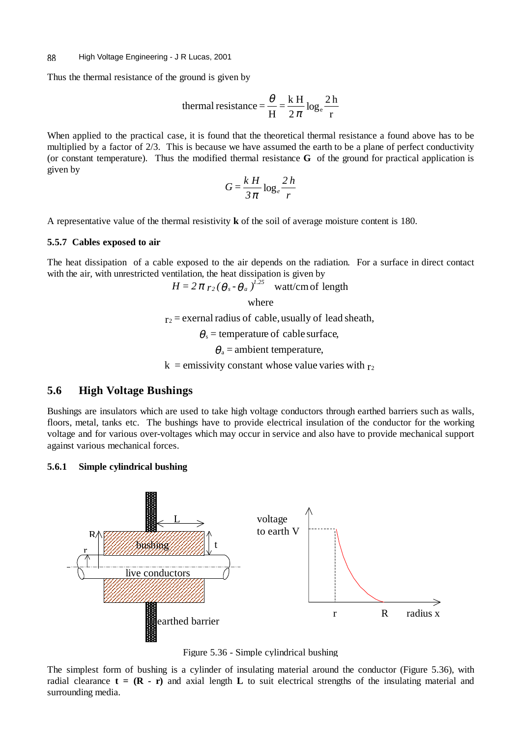Thus the thermal resistance of the ground is given by

$$\text{thermal resistance} = \frac{\theta}{H} = \frac{k\,H}{2\pi}\log_e\frac{2h}{r}$$

When applied to the practical case, it is found that the theoretical thermal resistance a found above has to be multiplied by a factor of 2/3. This is because we have assumed the earth to be a plane of perfect conductivity (or constant temperature). Thus the modified thermal resistance **G** of the ground for practical application is given by

$$G = \frac{k\,H}{3\pi}\log_e\frac{2h}{r}$$

A representative value of the thermal resistivity **k** of the soil of average moisture content is 180.

### 5.5.7 Cables exposed to air

The heat dissipation of a cable exposed to the air depends on the radiation. For a surface in direct contact with the air, with unrestricted ventilation, the heat dissipation is given by

$$H = 2\pi\, r_2\,(\theta_s - \theta_a)^{1.25} \quad \text{watt/cm of length}$$

where

$r_2$ = exernal radius of cable, usually of lead sheath,

$\theta_s$ = temperature of cable surface,

$\theta_a$ = ambient temperature,

k = emissivity constant whose value varies with $r_2$

## 5.6 High Voltage Bushings

Bushings are insulators which are used to take high voltage conductors through earthed barriers such as walls, floors, metal, tanks etc. The bushings have to provide electrical insulation of the conductor for the working voltage and for various over-voltages which may occur in service and also have to provide mechanical support against various mechanical forces.

### 5.6.1 Simple cylindrical bushing

Figure 5.36 - Simple cylindrical bushing

The simplest form of bushing is a cylinder of insulating material around the conductor (Figure 5.36), with radial clearance **t = (R - r)** and axial length **L** to suit electrical strengths of the insulating material and surrounding media.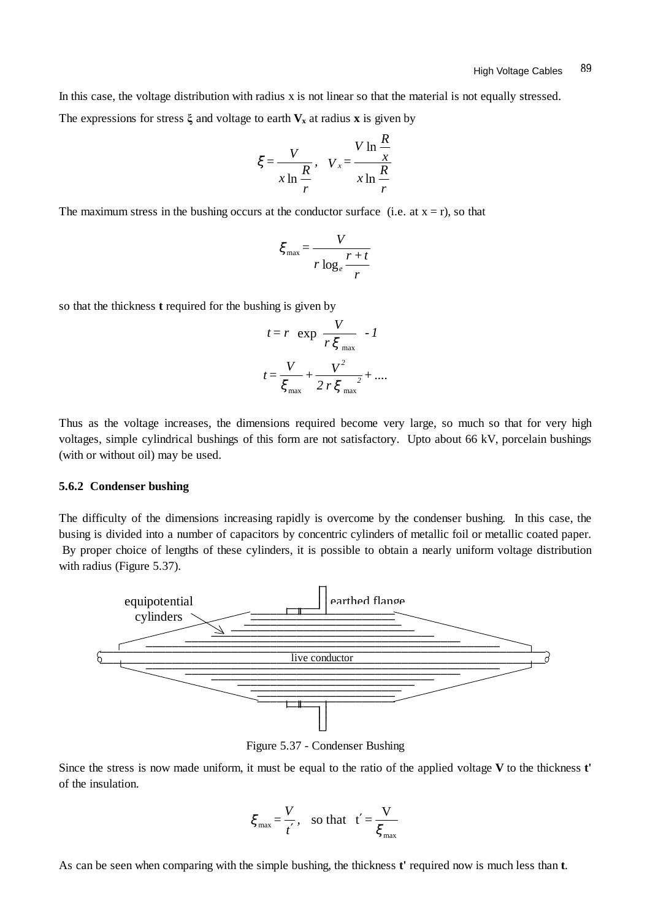In this case, the voltage distribution with radius x is not linear so that the material is not equally stressed.

The expressions for stress $\xi$ and voltage to earth $\mathbf{V_x}$ at radius **x** is given by

$$\xi = \frac{V}{x \ln \frac{R}{r}}, \quad V_x = \frac{V \ln \frac{R}{x}}{x \ln \frac{R}{r}}$$

The maximum stress in the bushing occurs at the conductor surface (i.e. at x = r), so that

$$\xi_{\max} = \frac{V}{r \log_e \frac{r+t}{r}}$$

so that the thickness **t** required for the bushing is given by

$$t = r \left( \exp \frac{V}{r\,\xi_{\max}} - 1 \right)$$

$$t = \frac{V}{\xi_{\max}} + \frac{V^2}{2\,r\,\xi_{\max}^{\;2}} + ....$$

Thus as the voltage increases, the dimensions required become very large, so much so that for very high voltages, simple cylindrical bushings of this form are not satisfactory. Upto about 66 kV, porcelain bushings (with or without oil) may be used.

### 5.6.2 Condenser bushing

The difficulty of the dimensions increasing rapidly is overcome by the condenser bushing. In this case, the busing is divided into a number of capacitors by concentric cylinders of metallic foil or metallic coated paper. By proper choice of lengths of these cylinders, it is possible to obtain a nearly uniform voltage distribution with radius (Figure 5.37).

equipotential cylinders — earthed flange — live conductor

Figure 5.37 - Condenser Bushing

Since the stress is now made uniform, it must be equal to the ratio of the applied voltage **V** to the thickness **t'** of the insulation.

$$\xi_{\max} = \frac{V}{t'}, \quad \text{so that} \quad t' = \frac{V}{\xi_{\max}}$$

As can be seen when comparing with the simple bushing, the thickness **t'** required now is much less than **t**.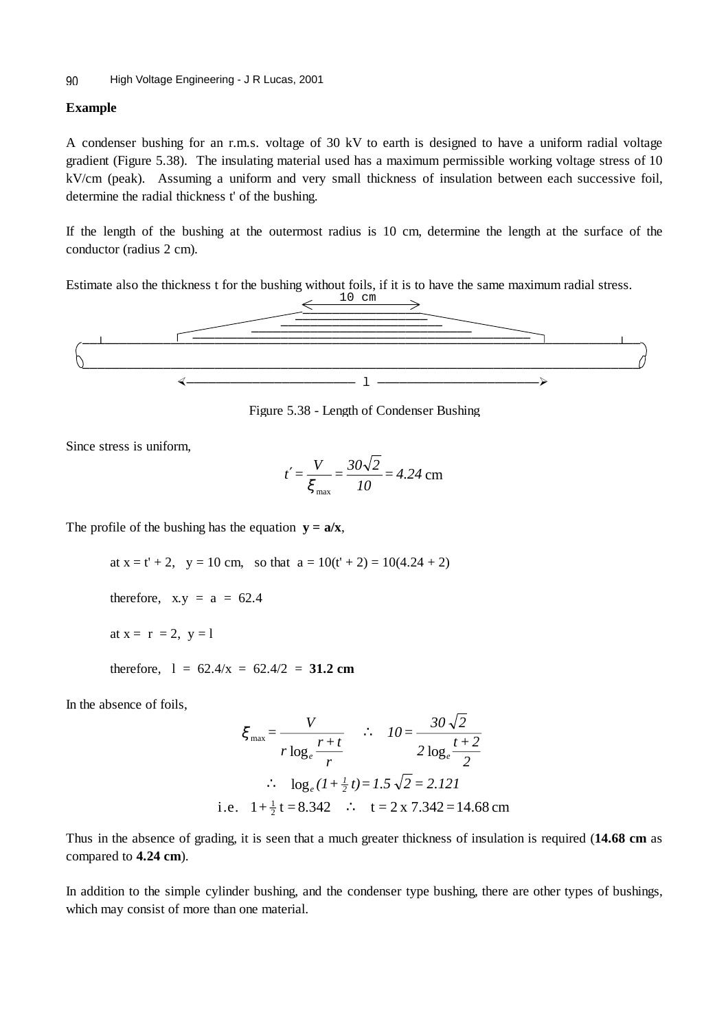**Example**

A condenser bushing for an r.m.s. voltage of 30 kV to earth is designed to have a uniform radial voltage gradient (Figure 5.38). The insulating material used has a maximum permissible working voltage stress of 10 kV/cm (peak). Assuming a uniform and very small thickness of insulation between each successive foil, determine the radial thickness t' of the bushing.

If the length of the bushing at the outermost radius is 10 cm, determine the length at the surface of the conductor (radius 2 cm).

Estimate also the thickness t for the bushing without foils, if it is to have the same maximum radial stress.

10 cm

l

Figure 5.38 - Length of Condenser Bushing

Since stress is uniform,

$$t' = \frac{V}{\xi_{\max}} = \frac{30\sqrt{2}}{10} = 4.24 \text{ cm}$$

The profile of the bushing has the equation **y = a/x**,

at x = t' + 2, y = 10 cm, so that a = 10(t' + 2) = 10(4.24 + 2)

therefore, x.y = a = 62.4

at x = r = 2, y = l

therefore, l = 62.4/x = 62.4/2 = **31.2 cm**

In the absence of foils,

$$\xi_{\max} = \frac{V}{r \log_e \dfrac{r+t}{r}} \quad \therefore \quad 10 = \frac{30\sqrt{2}}{2 \log_e \dfrac{t+2}{2}}$$

$$\therefore \quad \log_e (1 + \tfrac{1}{2} t) = 1.5\sqrt{2} = 2.121$$

$$\text{i.e.} \quad 1 + \tfrac{1}{2}\text{t} = 8.342 \quad \therefore \quad \text{t} = 2 \text{ x } 7.342 = 14.68 \text{ cm}$$

Thus in the absence of grading, it is seen that a much greater thickness of insulation is required (**14.68 cm** as compared to **4.24 cm**).

In addition to the simple cylinder bushing, and the condenser type bushing, there are other types of bushings, which may consist of more than one material.